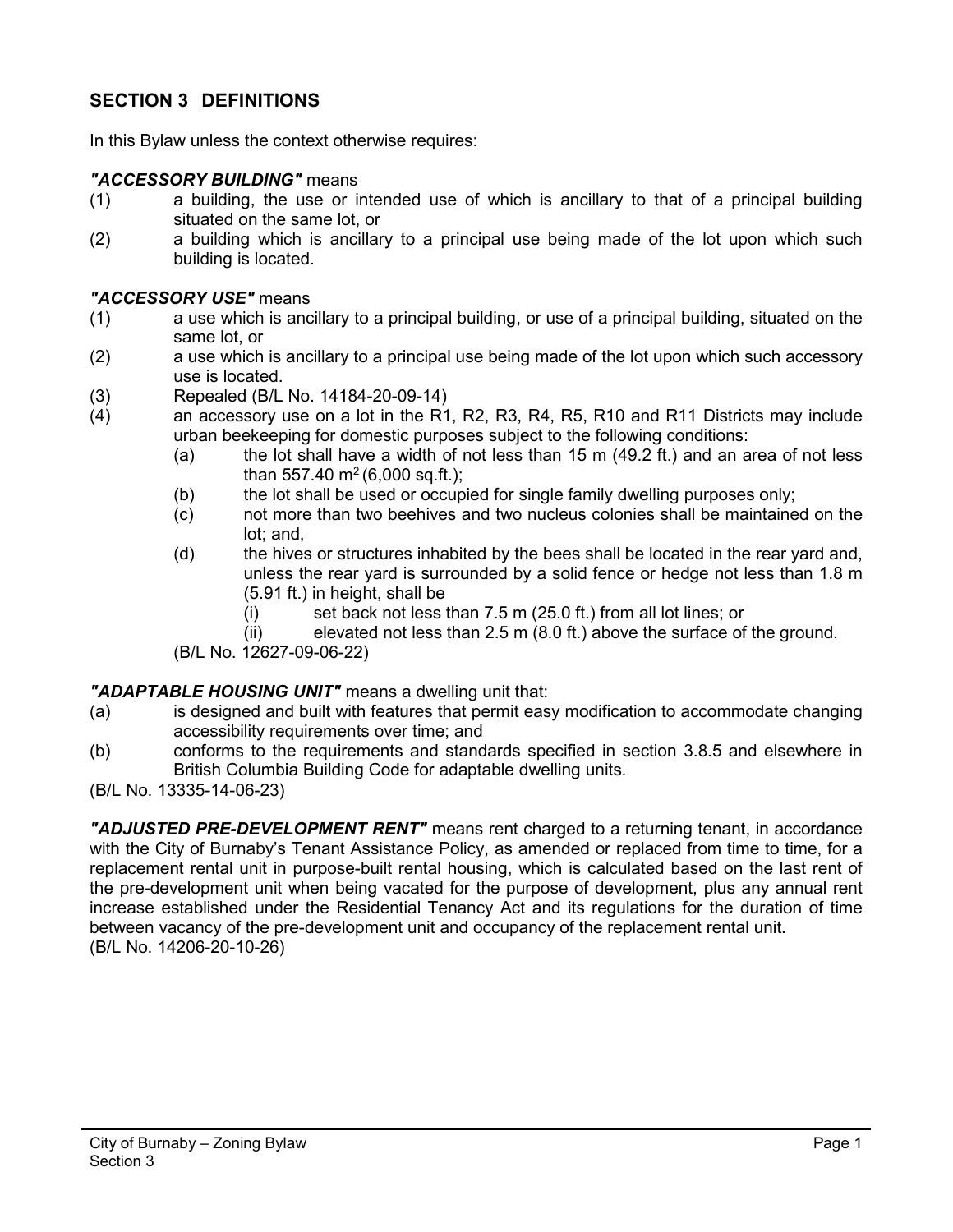## SECTION 3 DEFINITIONS

In this Bylaw unless the context otherwise requires:

***"ACCESSORY BUILDING"*** means

(1) a building, the use or intended use of which is ancillary to that of a principal building situated on the same lot, or

(2) a building which is ancillary to a principal use being made of the lot upon which such building is located.

***"ACCESSORY USE"*** means

(1) a use which is ancillary to a principal building, or use of a principal building, situated on the same lot, or

(2) a use which is ancillary to a principal use being made of the lot upon which such accessory use is located.

(3) Repealed (B/L No. 14184-20-09-14)

(4) an accessory use on a lot in the R1, R2, R3, R4, R5, R10 and R11 Districts may include urban beekeeping for domestic purposes subject to the following conditions:

  (a) the lot shall have a width of not less than 15 m (49.2 ft.) and an area of not less than 557.40 $m^2$ (6,000 sq.ft.);

  (b) the lot shall be used or occupied for single family dwelling purposes only;

  (c) not more than two beehives and two nucleus colonies shall be maintained on the lot; and,

  (d) the hives or structures inhabited by the bees shall be located in the rear yard and, unless the rear yard is surrounded by a solid fence or hedge not less than 1.8 m (5.91 ft.) in height, shall be

    (i) set back not less than 7.5 m (25.0 ft.) from all lot lines; or

    (ii) elevated not less than 2.5 m (8.0 ft.) above the surface of the ground.

  (B/L No. 12627-09-06-22)

***"ADAPTABLE HOUSING UNIT"*** means a dwelling unit that:

(a) is designed and built with features that permit easy modification to accommodate changing accessibility requirements over time; and

(b) conforms to the requirements and standards specified in section 3.8.5 and elsewhere in British Columbia Building Code for adaptable dwelling units.

(B/L No. 13335-14-06-23)

***"ADJUSTED PRE-DEVELOPMENT RENT"*** means rent charged to a returning tenant, in accordance with the City of Burnaby's Tenant Assistance Policy, as amended or replaced from time to time, for a replacement rental unit in purpose-built rental housing, which is calculated based on the last rent of the pre-development unit when being vacated for the purpose of development, plus any annual rent increase established under the Residential Tenancy Act and its regulations for the duration of time between vacancy of the pre-development unit and occupancy of the replacement rental unit.
(B/L No. 14206-20-10-26)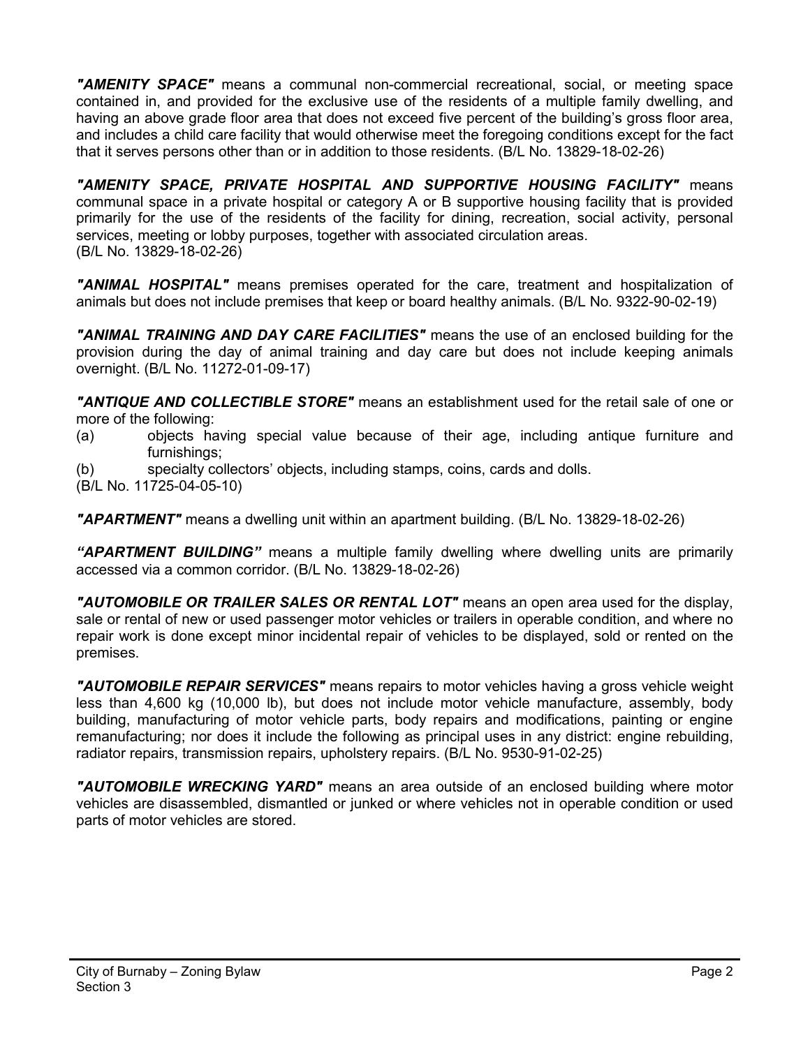***"AMENITY SPACE"*** means a communal non-commercial recreational, social, or meeting space contained in, and provided for the exclusive use of the residents of a multiple family dwelling, and having an above grade floor area that does not exceed five percent of the building's gross floor area, and includes a child care facility that would otherwise meet the foregoing conditions except for the fact that it serves persons other than or in addition to those residents. (B/L No. 13829-18-02-26)

***"AMENITY SPACE, PRIVATE HOSPITAL AND SUPPORTIVE HOUSING FACILITY"*** means communal space in a private hospital or category A or B supportive housing facility that is provided primarily for the use of the residents of the facility for dining, recreation, social activity, personal services, meeting or lobby purposes, together with associated circulation areas.
(B/L No. 13829-18-02-26)

***"ANIMAL HOSPITAL"*** means premises operated for the care, treatment and hospitalization of animals but does not include premises that keep or board healthy animals. (B/L No. 9322-90-02-19)

***"ANIMAL TRAINING AND DAY CARE FACILITIES"*** means the use of an enclosed building for the provision during the day of animal training and day care but does not include keeping animals overnight. (B/L No. 11272-01-09-17)

***"ANTIQUE AND COLLECTIBLE STORE"*** means an establishment used for the retail sale of one or more of the following:

(a) objects having special value because of their age, including antique furniture and furnishings;

(b) specialty collectors' objects, including stamps, coins, cards and dolls.

(B/L No. 11725-04-05-10)

***"APARTMENT"*** means a dwelling unit within an apartment building. (B/L No. 13829-18-02-26)

***"APARTMENT BUILDING"*** means a multiple family dwelling where dwelling units are primarily accessed via a common corridor. (B/L No. 13829-18-02-26)

***"AUTOMOBILE OR TRAILER SALES OR RENTAL LOT"*** means an open area used for the display, sale or rental of new or used passenger motor vehicles or trailers in operable condition, and where no repair work is done except minor incidental repair of vehicles to be displayed, sold or rented on the premises.

***"AUTOMOBILE REPAIR SERVICES"*** means repairs to motor vehicles having a gross vehicle weight less than 4,600 kg (10,000 lb), but does not include motor vehicle manufacture, assembly, body building, manufacturing of motor vehicle parts, body repairs and modifications, painting or engine remanufacturing; nor does it include the following as principal uses in any district: engine rebuilding, radiator repairs, transmission repairs, upholstery repairs. (B/L No. 9530-91-02-25)

***"AUTOMOBILE WRECKING YARD"*** means an area outside of an enclosed building where motor vehicles are disassembled, dismantled or junked or where vehicles not in operable condition or used parts of motor vehicles are stored.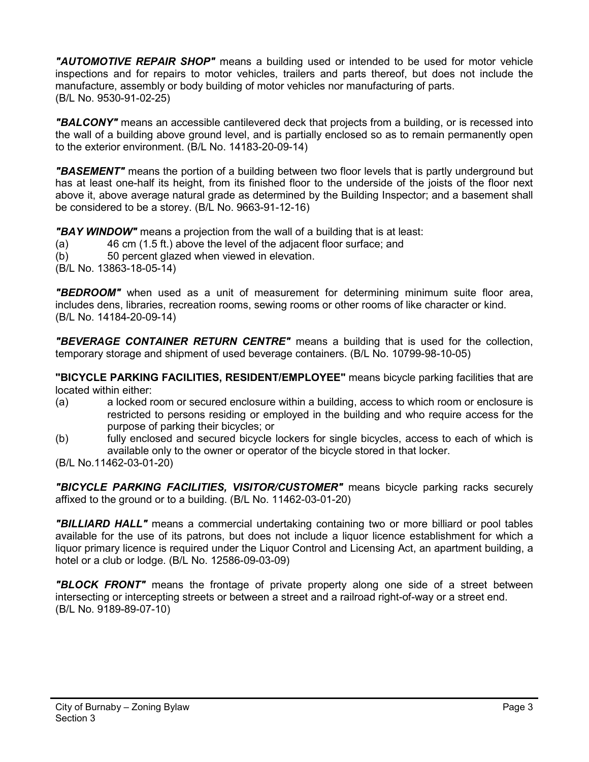***"AUTOMOTIVE REPAIR SHOP"*** means a building used or intended to be used for motor vehicle inspections and for repairs to motor vehicles, trailers and parts thereof, but does not include the manufacture, assembly or body building of motor vehicles nor manufacturing of parts.
(B/L No. 9530-91-02-25)

***"BALCONY"*** means an accessible cantilevered deck that projects from a building, or is recessed into the wall of a building above ground level, and is partially enclosed so as to remain permanently open to the exterior environment. (B/L No. 14183-20-09-14)

***"BASEMENT"*** means the portion of a building between two floor levels that is partly underground but has at least one-half its height, from its finished floor to the underside of the joists of the floor next above it, above average natural grade as determined by the Building Inspector; and a basement shall be considered to be a storey. (B/L No. 9663-91-12-16)

***"BAY WINDOW"*** means a projection from the wall of a building that is at least:

(a) 46 cm (1.5 ft.) above the level of the adjacent floor surface; and

(b) 50 percent glazed when viewed in elevation.

(B/L No. 13863-18-05-14)

***"BEDROOM"*** when used as a unit of measurement for determining minimum suite floor area, includes dens, libraries, recreation rooms, sewing rooms or other rooms of like character or kind.
(B/L No. 14184-20-09-14)

***"BEVERAGE CONTAINER RETURN CENTRE"*** means a building that is used for the collection, temporary storage and shipment of used beverage containers. (B/L No. 10799-98-10-05)

**"BICYCLE PARKING FACILITIES, RESIDENT/EMPLOYEE"** means bicycle parking facilities that are located within either:

(a) a locked room or secured enclosure within a building, access to which room or enclosure is restricted to persons residing or employed in the building and who require access for the purpose of parking their bicycles; or

(b) fully enclosed and secured bicycle lockers for single bicycles, access to each of which is available only to the owner or operator of the bicycle stored in that locker.

(B/L No.11462-03-01-20)

***"BICYCLE PARKING FACILITIES, VISITOR/CUSTOMER"*** means bicycle parking racks securely affixed to the ground or to a building. (B/L No. 11462-03-01-20)

***"BILLIARD HALL"*** means a commercial undertaking containing two or more billiard or pool tables available for the use of its patrons, but does not include a liquor licence establishment for which a liquor primary licence is required under the Liquor Control and Licensing Act, an apartment building, a hotel or a club or lodge. (B/L No. 12586-09-03-09)

***"BLOCK FRONT"*** means the frontage of private property along one side of a street between intersecting or intercepting streets or between a street and a railroad right-of-way or a street end.
(B/L No. 9189-89-07-10)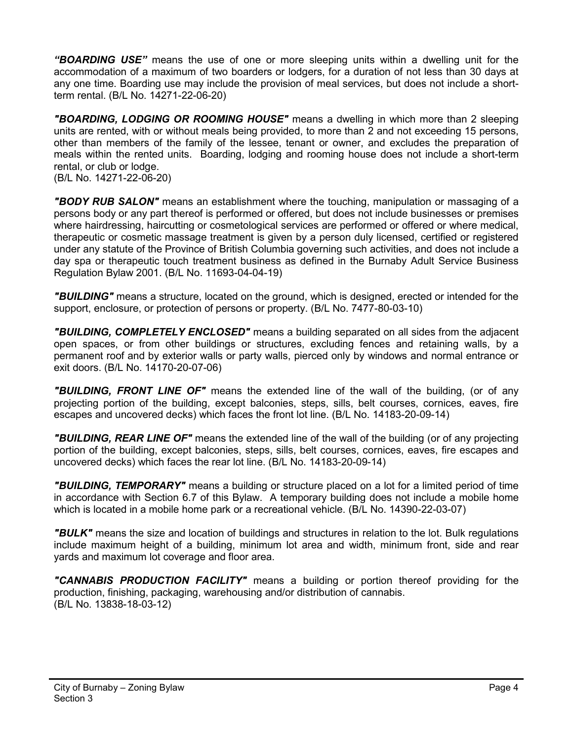***"BOARDING USE"*** means the use of one or more sleeping units within a dwelling unit for the accommodation of a maximum of two boarders or lodgers, for a duration of not less than 30 days at any one time. Boarding use may include the provision of meal services, but does not include a short-term rental. (B/L No. 14271-22-06-20)

***"BOARDING, LODGING OR ROOMING HOUSE"*** means a dwelling in which more than 2 sleeping units are rented, with or without meals being provided, to more than 2 and not exceeding 15 persons, other than members of the family of the lessee, tenant or owner, and excludes the preparation of meals within the rented units. Boarding, lodging and rooming house does not include a short-term rental, or club or lodge.
(B/L No. 14271-22-06-20)

***"BODY RUB SALON"*** means an establishment where the touching, manipulation or massaging of a persons body or any part thereof is performed or offered, but does not include businesses or premises where hairdressing, haircutting or cosmetological services are performed or offered or where medical, therapeutic or cosmetic massage treatment is given by a person duly licensed, certified or registered under any statute of the Province of British Columbia governing such activities, and does not include a day spa or therapeutic touch treatment business as defined in the Burnaby Adult Service Business Regulation Bylaw 2001. (B/L No. 11693-04-04-19)

***"BUILDING"*** means a structure, located on the ground, which is designed, erected or intended for the support, enclosure, or protection of persons or property. (B/L No. 7477-80-03-10)

***"BUILDING, COMPLETELY ENCLOSED"*** means a building separated on all sides from the adjacent open spaces, or from other buildings or structures, excluding fences and retaining walls, by a permanent roof and by exterior walls or party walls, pierced only by windows and normal entrance or exit doors. (B/L No. 14170-20-07-06)

***"BUILDING, FRONT LINE OF"*** means the extended line of the wall of the building, (or of any projecting portion of the building, except balconies, steps, sills, belt courses, cornices, eaves, fire escapes and uncovered decks) which faces the front lot line. (B/L No. 14183-20-09-14)

***"BUILDING, REAR LINE OF"*** means the extended line of the wall of the building (or of any projecting portion of the building, except balconies, steps, sills, belt courses, cornices, eaves, fire escapes and uncovered decks) which faces the rear lot line. (B/L No. 14183-20-09-14)

***"BUILDING, TEMPORARY"*** means a building or structure placed on a lot for a limited period of time in accordance with Section 6.7 of this Bylaw. A temporary building does not include a mobile home which is located in a mobile home park or a recreational vehicle. (B/L No. 14390-22-03-07)

***"BULK"*** means the size and location of buildings and structures in relation to the lot. Bulk regulations include maximum height of a building, minimum lot area and width, minimum front, side and rear yards and maximum lot coverage and floor area.

***"CANNABIS PRODUCTION FACILITY"*** means a building or portion thereof providing for the production, finishing, packaging, warehousing and/or distribution of cannabis.
(B/L No. 13838-18-03-12)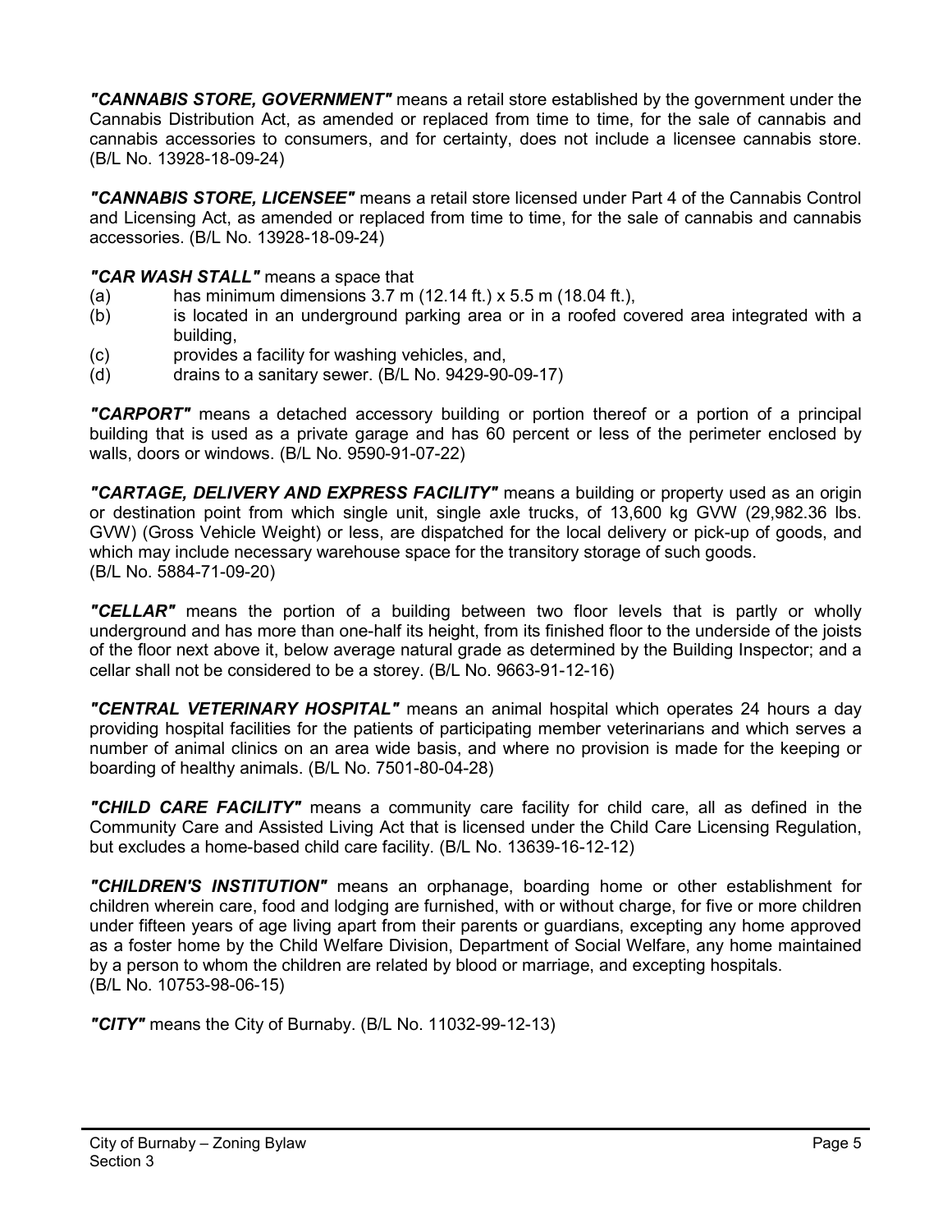***"CANNABIS STORE, GOVERNMENT"*** means a retail store established by the government under the Cannabis Distribution Act, as amended or replaced from time to time, for the sale of cannabis and cannabis accessories to consumers, and for certainty, does not include a licensee cannabis store. (B/L No. 13928-18-09-24)

***"CANNABIS STORE, LICENSEE"*** means a retail store licensed under Part 4 of the Cannabis Control and Licensing Act, as amended or replaced from time to time, for the sale of cannabis and cannabis accessories. (B/L No. 13928-18-09-24)

***"CAR WASH STALL"*** means a space that

(a) has minimum dimensions 3.7 m (12.14 ft.) x 5.5 m (18.04 ft.),

(b) is located in an underground parking area or in a roofed covered area integrated with a building,

(c) provides a facility for washing vehicles, and,

(d) drains to a sanitary sewer. (B/L No. 9429-90-09-17)

***"CARPORT"*** means a detached accessory building or portion thereof or a portion of a principal building that is used as a private garage and has 60 percent or less of the perimeter enclosed by walls, doors or windows. (B/L No. 9590-91-07-22)

***"CARTAGE, DELIVERY AND EXPRESS FACILITY"*** means a building or property used as an origin or destination point from which single unit, single axle trucks, of 13,600 kg GVW (29,982.36 lbs. GVW) (Gross Vehicle Weight) or less, are dispatched for the local delivery or pick-up of goods, and which may include necessary warehouse space for the transitory storage of such goods. (B/L No. 5884-71-09-20)

***"CELLAR"*** means the portion of a building between two floor levels that is partly or wholly underground and has more than one-half its height, from its finished floor to the underside of the joists of the floor next above it, below average natural grade as determined by the Building Inspector; and a cellar shall not be considered to be a storey. (B/L No. 9663-91-12-16)

***"CENTRAL VETERINARY HOSPITAL"*** means an animal hospital which operates 24 hours a day providing hospital facilities for the patients of participating member veterinarians and which serves a number of animal clinics on an area wide basis, and where no provision is made for the keeping or boarding of healthy animals. (B/L No. 7501-80-04-28)

***"CHILD CARE FACILITY"*** means a community care facility for child care, all as defined in the Community Care and Assisted Living Act that is licensed under the Child Care Licensing Regulation, but excludes a home-based child care facility. (B/L No. 13639-16-12-12)

***"CHILDREN'S INSTITUTION"*** means an orphanage, boarding home or other establishment for children wherein care, food and lodging are furnished, with or without charge, for five or more children under fifteen years of age living apart from their parents or guardians, excepting any home approved as a foster home by the Child Welfare Division, Department of Social Welfare, any home maintained by a person to whom the children are related by blood or marriage, and excepting hospitals. (B/L No. 10753-98-06-15)

***"CITY"*** means the City of Burnaby. (B/L No. 11032-99-12-13)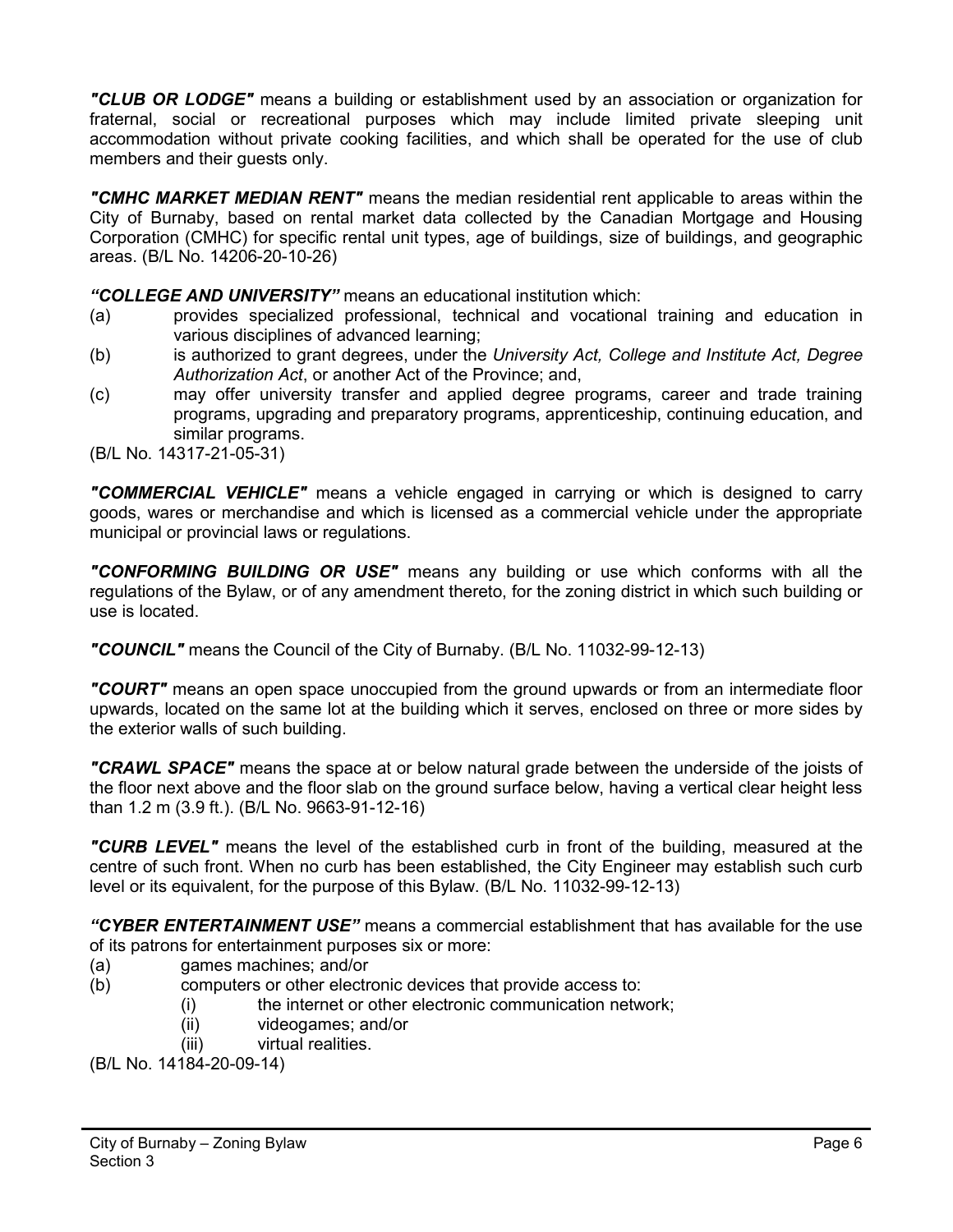***"CLUB OR LODGE"*** means a building or establishment used by an association or organization for fraternal, social or recreational purposes which may include limited private sleeping unit accommodation without private cooking facilities, and which shall be operated for the use of club members and their guests only.

***"CMHC MARKET MEDIAN RENT"*** means the median residential rent applicable to areas within the City of Burnaby, based on rental market data collected by the Canadian Mortgage and Housing Corporation (CMHC) for specific rental unit types, age of buildings, size of buildings, and geographic areas. (B/L No. 14206-20-10-26)

***"COLLEGE AND UNIVERSITY"*** means an educational institution which:

(a) provides specialized professional, technical and vocational training and education in various disciplines of advanced learning;

(b) is authorized to grant degrees, under the *University Act, College and Institute Act, Degree Authorization Act*, or another Act of the Province; and,

(c) may offer university transfer and applied degree programs, career and trade training programs, upgrading and preparatory programs, apprenticeship, continuing education, and similar programs.

(B/L No. 14317-21-05-31)

***"COMMERCIAL VEHICLE"*** means a vehicle engaged in carrying or which is designed to carry goods, wares or merchandise and which is licensed as a commercial vehicle under the appropriate municipal or provincial laws or regulations.

***"CONFORMING BUILDING OR USE"*** means any building or use which conforms with all the regulations of the Bylaw, or of any amendment thereto, for the zoning district in which such building or use is located.

***"COUNCIL"*** means the Council of the City of Burnaby. (B/L No. 11032-99-12-13)

***"COURT"*** means an open space unoccupied from the ground upwards or from an intermediate floor upwards, located on the same lot at the building which it serves, enclosed on three or more sides by the exterior walls of such building.

***"CRAWL SPACE"*** means the space at or below natural grade between the underside of the joists of the floor next above and the floor slab on the ground surface below, having a vertical clear height less than 1.2 m (3.9 ft.). (B/L No. 9663-91-12-16)

***"CURB LEVEL"*** means the level of the established curb in front of the building, measured at the centre of such front. When no curb has been established, the City Engineer may establish such curb level or its equivalent, for the purpose of this Bylaw. (B/L No. 11032-99-12-13)

***"CYBER ENTERTAINMENT USE"*** means a commercial establishment that has available for the use of its patrons for entertainment purposes six or more:

(a) games machines; and/or

(b) computers or other electronic devices that provide access to:

  (i) the internet or other electronic communication network;

  (ii) videogames; and/or

  (iii) virtual realities.

(B/L No. 14184-20-09-14)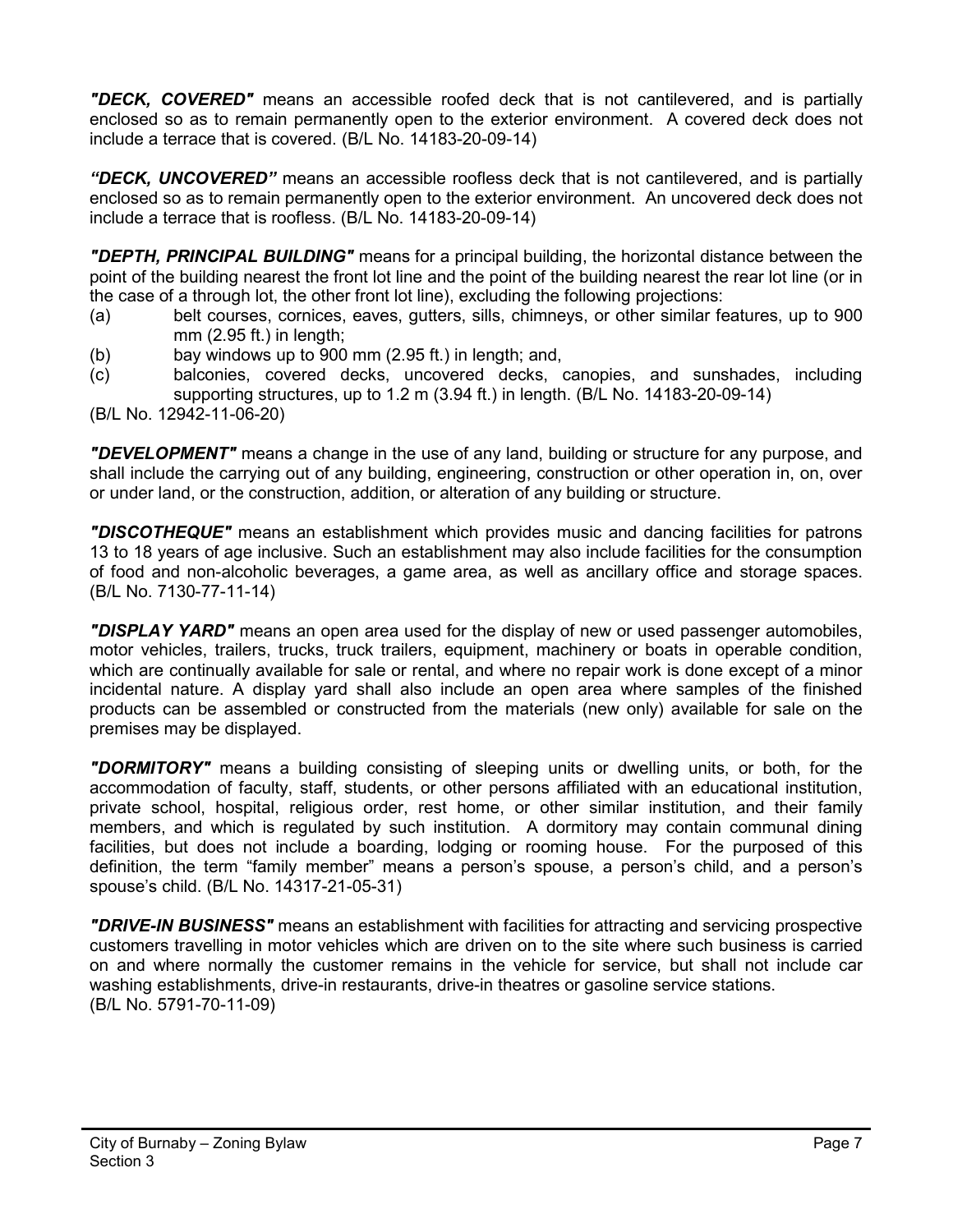***"DECK, COVERED"*** means an accessible roofed deck that is not cantilevered, and is partially enclosed so as to remain permanently open to the exterior environment. A covered deck does not include a terrace that is covered. (B/L No. 14183-20-09-14)

***"DECK, UNCOVERED"*** means an accessible roofless deck that is not cantilevered, and is partially enclosed so as to remain permanently open to the exterior environment. An uncovered deck does not include a terrace that is roofless. (B/L No. 14183-20-09-14)

***"DEPTH, PRINCIPAL BUILDING"*** means for a principal building, the horizontal distance between the point of the building nearest the front lot line and the point of the building nearest the rear lot line (or in the case of a through lot, the other front lot line), excluding the following projections:

(a) belt courses, cornices, eaves, gutters, sills, chimneys, or other similar features, up to 900 mm (2.95 ft.) in length;

(b) bay windows up to 900 mm (2.95 ft.) in length; and,

(c) balconies, covered decks, uncovered decks, canopies, and sunshades, including supporting structures, up to 1.2 m (3.94 ft.) in length. (B/L No. 14183-20-09-14)

(B/L No. 12942-11-06-20)

***"DEVELOPMENT"*** means a change in the use of any land, building or structure for any purpose, and shall include the carrying out of any building, engineering, construction or other operation in, on, over or under land, or the construction, addition, or alteration of any building or structure.

***"DISCOTHEQUE"*** means an establishment which provides music and dancing facilities for patrons 13 to 18 years of age inclusive. Such an establishment may also include facilities for the consumption of food and non-alcoholic beverages, a game area, as well as ancillary office and storage spaces. (B/L No. 7130-77-11-14)

***"DISPLAY YARD"*** means an open area used for the display of new or used passenger automobiles, motor vehicles, trailers, trucks, truck trailers, equipment, machinery or boats in operable condition, which are continually available for sale or rental, and where no repair work is done except of a minor incidental nature. A display yard shall also include an open area where samples of the finished products can be assembled or constructed from the materials (new only) available for sale on the premises may be displayed.

***"DORMITORY"*** means a building consisting of sleeping units or dwelling units, or both, for the accommodation of faculty, staff, students, or other persons affiliated with an educational institution, private school, hospital, religious order, rest home, or other similar institution, and their family members, and which is regulated by such institution. A dormitory may contain communal dining facilities, but does not include a boarding, lodging or rooming house. For the purposed of this definition, the term "family member" means a person's spouse, a person's child, and a person's spouse's child. (B/L No. 14317-21-05-31)

***"DRIVE-IN BUSINESS"*** means an establishment with facilities for attracting and servicing prospective customers travelling in motor vehicles which are driven on to the site where such business is carried on and where normally the customer remains in the vehicle for service, but shall not include car washing establishments, drive-in restaurants, drive-in theatres or gasoline service stations.
(B/L No. 5791-70-11-09)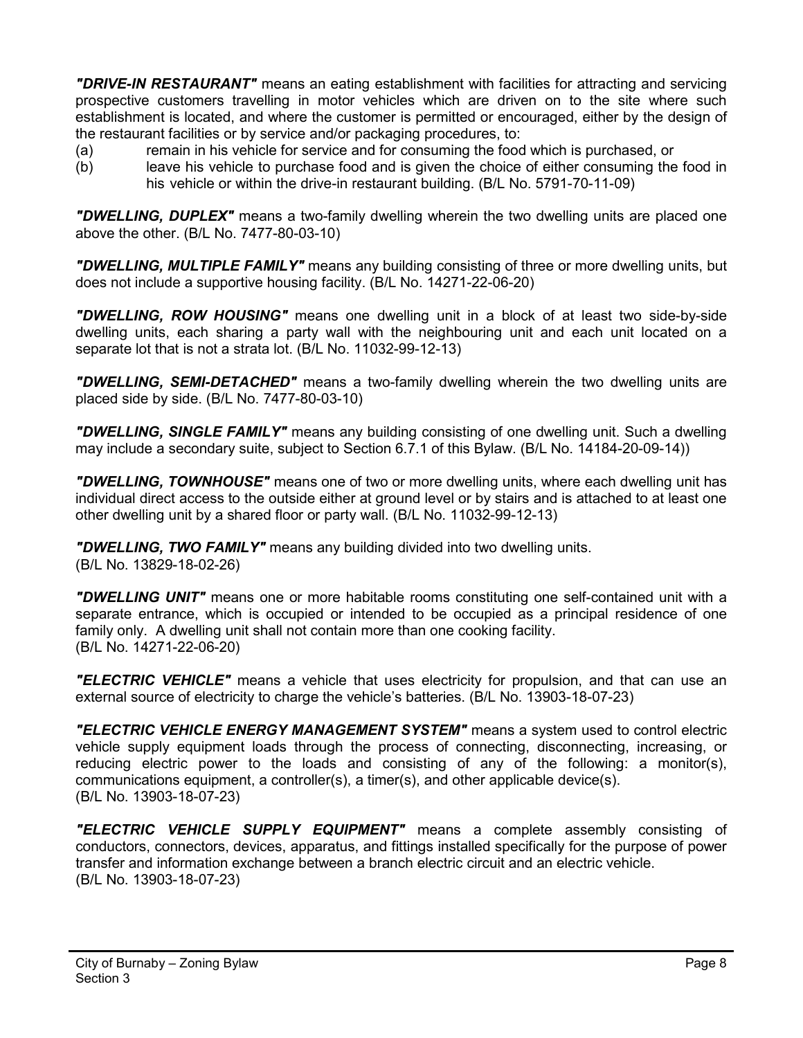***"DRIVE-IN RESTAURANT"*** means an eating establishment with facilities for attracting and servicing prospective customers travelling in motor vehicles which are driven on to the site where such establishment is located, and where the customer is permitted or encouraged, either by the design of the restaurant facilities or by service and/or packaging procedures, to:

(a) remain in his vehicle for service and for consuming the food which is purchased, or

(b) leave his vehicle to purchase food and is given the choice of either consuming the food in his vehicle or within the drive-in restaurant building. (B/L No. 5791-70-11-09)

***"DWELLING, DUPLEX"*** means a two-family dwelling wherein the two dwelling units are placed one above the other. (B/L No. 7477-80-03-10)

***"DWELLING, MULTIPLE FAMILY"*** means any building consisting of three or more dwelling units, but does not include a supportive housing facility. (B/L No. 14271-22-06-20)

***"DWELLING, ROW HOUSING"*** means one dwelling unit in a block of at least two side-by-side dwelling units, each sharing a party wall with the neighbouring unit and each unit located on a separate lot that is not a strata lot. (B/L No. 11032-99-12-13)

***"DWELLING, SEMI-DETACHED"*** means a two-family dwelling wherein the two dwelling units are placed side by side. (B/L No. 7477-80-03-10)

***"DWELLING, SINGLE FAMILY"*** means any building consisting of one dwelling unit. Such a dwelling may include a secondary suite, subject to Section 6.7.1 of this Bylaw. (B/L No. 14184-20-09-14))

***"DWELLING, TOWNHOUSE"*** means one of two or more dwelling units, where each dwelling unit has individual direct access to the outside either at ground level or by stairs and is attached to at least one other dwelling unit by a shared floor or party wall. (B/L No. 11032-99-12-13)

***"DWELLING, TWO FAMILY"*** means any building divided into two dwelling units.
(B/L No. 13829-18-02-26)

***"DWELLING UNIT"*** means one or more habitable rooms constituting one self-contained unit with a separate entrance, which is occupied or intended to be occupied as a principal residence of one family only. A dwelling unit shall not contain more than one cooking facility.
(B/L No. 14271-22-06-20)

***"ELECTRIC VEHICLE"*** means a vehicle that uses electricity for propulsion, and that can use an external source of electricity to charge the vehicle's batteries. (B/L No. 13903-18-07-23)

***"ELECTRIC VEHICLE ENERGY MANAGEMENT SYSTEM"*** means a system used to control electric vehicle supply equipment loads through the process of connecting, disconnecting, increasing, or reducing electric power to the loads and consisting of any of the following: a monitor(s), communications equipment, a controller(s), a timer(s), and other applicable device(s).
(B/L No. 13903-18-07-23)

***"ELECTRIC VEHICLE SUPPLY EQUIPMENT"*** means a complete assembly consisting of conductors, connectors, devices, apparatus, and fittings installed specifically for the purpose of power transfer and information exchange between a branch electric circuit and an electric vehicle.
(B/L No. 13903-18-07-23)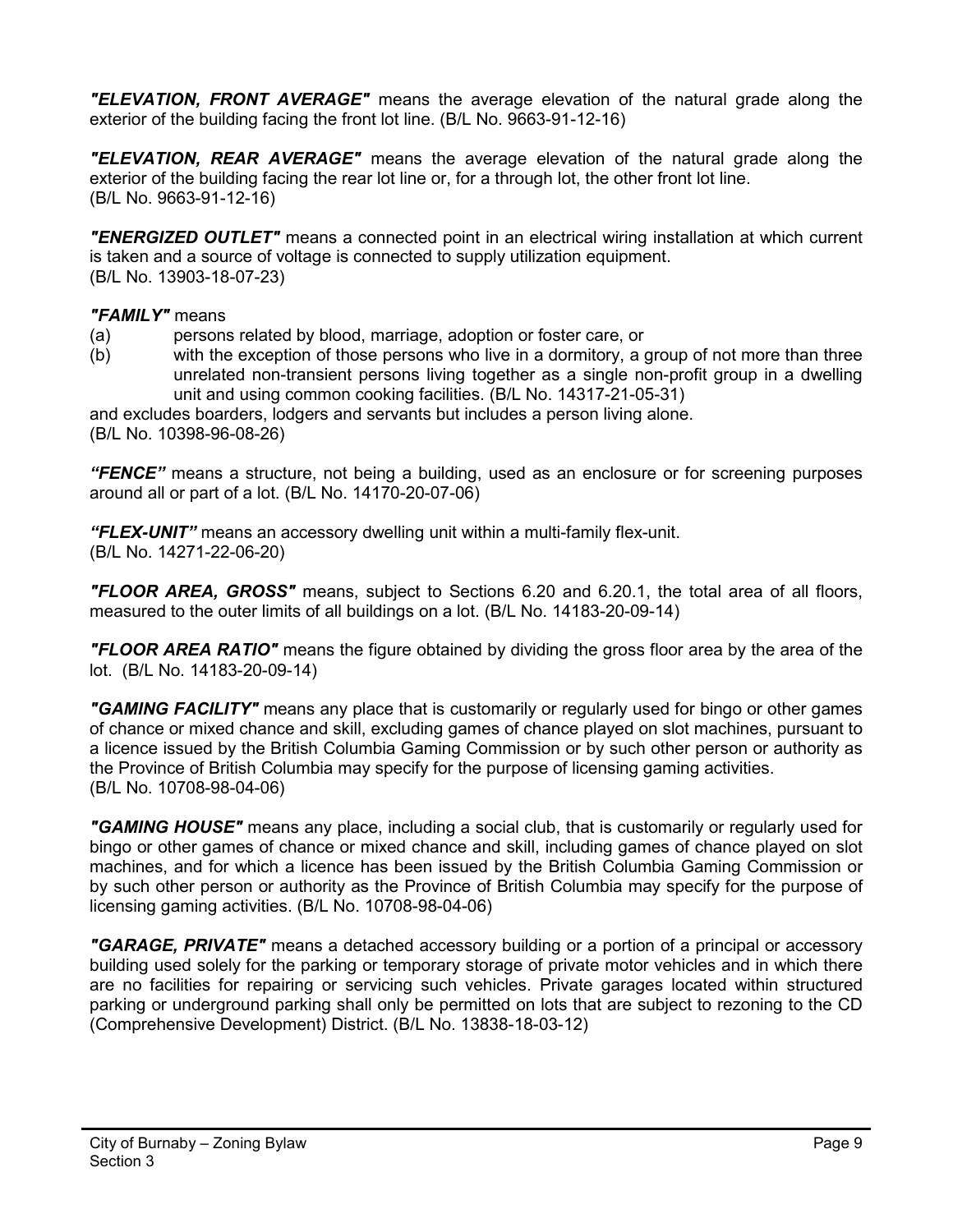***"ELEVATION, FRONT AVERAGE"*** means the average elevation of the natural grade along the exterior of the building facing the front lot line. (B/L No. 9663-91-12-16)

***"ELEVATION, REAR AVERAGE"*** means the average elevation of the natural grade along the exterior of the building facing the rear lot line or, for a through lot, the other front lot line. (B/L No. 9663-91-12-16)

***"ENERGIZED OUTLET"*** means a connected point in an electrical wiring installation at which current is taken and a source of voltage is connected to supply utilization equipment. (B/L No. 13903-18-07-23)

***"FAMILY"*** means

(a) persons related by blood, marriage, adoption or foster care, or

(b) with the exception of those persons who live in a dormitory, a group of not more than three unrelated non-transient persons living together as a single non-profit group in a dwelling unit and using common cooking facilities. (B/L No. 14317-21-05-31)

and excludes boarders, lodgers and servants but includes a person living alone. (B/L No. 10398-96-08-26)

***"FENCE"*** means a structure, not being a building, used as an enclosure or for screening purposes around all or part of a lot. (B/L No. 14170-20-07-06)

***"FLEX-UNIT"*** means an accessory dwelling unit within a multi-family flex-unit. (B/L No. 14271-22-06-20)

***"FLOOR AREA, GROSS"*** means, subject to Sections 6.20 and 6.20.1, the total area of all floors, measured to the outer limits of all buildings on a lot. (B/L No. 14183-20-09-14)

***"FLOOR AREA RATIO"*** means the figure obtained by dividing the gross floor area by the area of the lot. (B/L No. 14183-20-09-14)

***"GAMING FACILITY"*** means any place that is customarily or regularly used for bingo or other games of chance or mixed chance and skill, excluding games of chance played on slot machines, pursuant to a licence issued by the British Columbia Gaming Commission or by such other person or authority as the Province of British Columbia may specify for the purpose of licensing gaming activities. (B/L No. 10708-98-04-06)

***"GAMING HOUSE"*** means any place, including a social club, that is customarily or regularly used for bingo or other games of chance or mixed chance and skill, including games of chance played on slot machines, and for which a licence has been issued by the British Columbia Gaming Commission or by such other person or authority as the Province of British Columbia may specify for the purpose of licensing gaming activities. (B/L No. 10708-98-04-06)

***"GARAGE, PRIVATE"*** means a detached accessory building or a portion of a principal or accessory building used solely for the parking or temporary storage of private motor vehicles and in which there are no facilities for repairing or servicing such vehicles. Private garages located within structured parking or underground parking shall only be permitted on lots that are subject to rezoning to the CD (Comprehensive Development) District. (B/L No. 13838-18-03-12)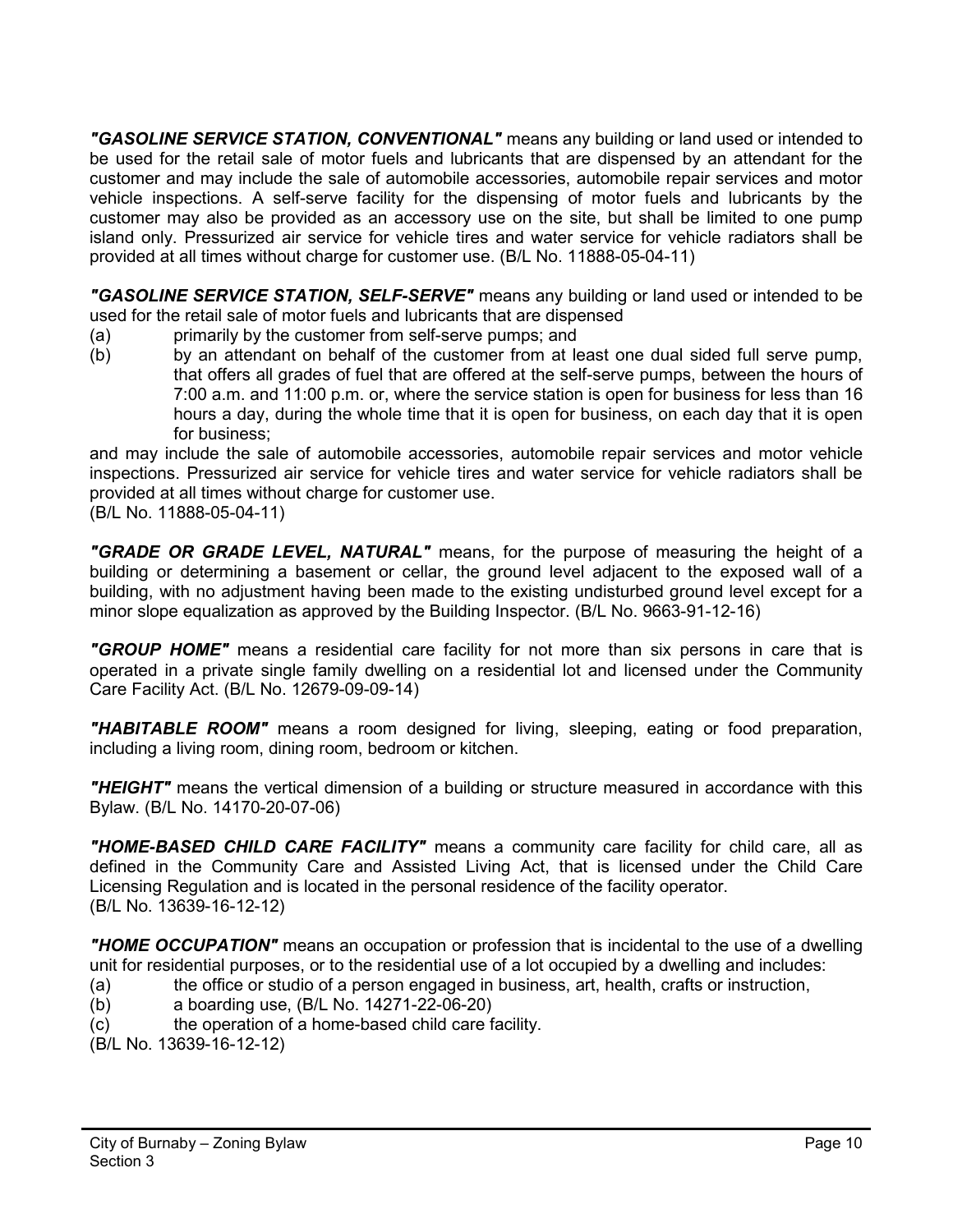***"GASOLINE SERVICE STATION, CONVENTIONAL"*** means any building or land used or intended to be used for the retail sale of motor fuels and lubricants that are dispensed by an attendant for the customer and may include the sale of automobile accessories, automobile repair services and motor vehicle inspections. A self-serve facility for the dispensing of motor fuels and lubricants by the customer may also be provided as an accessory use on the site, but shall be limited to one pump island only. Pressurized air service for vehicle tires and water service for vehicle radiators shall be provided at all times without charge for customer use. (B/L No. 11888-05-04-11)

***"GASOLINE SERVICE STATION, SELF-SERVE"*** means any building or land used or intended to be used for the retail sale of motor fuels and lubricants that are dispensed

(a) primarily by the customer from self-serve pumps; and

(b) by an attendant on behalf of the customer from at least one dual sided full serve pump, that offers all grades of fuel that are offered at the self-serve pumps, between the hours of 7:00 a.m. and 11:00 p.m. or, where the service station is open for business for less than 16 hours a day, during the whole time that it is open for business, on each day that it is open for business;

and may include the sale of automobile accessories, automobile repair services and motor vehicle inspections. Pressurized air service for vehicle tires and water service for vehicle radiators shall be provided at all times without charge for customer use.
(B/L No. 11888-05-04-11)

***"GRADE OR GRADE LEVEL, NATURAL"*** means, for the purpose of measuring the height of a building or determining a basement or cellar, the ground level adjacent to the exposed wall of a building, with no adjustment having been made to the existing undisturbed ground level except for a minor slope equalization as approved by the Building Inspector. (B/L No. 9663-91-12-16)

***"GROUP HOME"*** means a residential care facility for not more than six persons in care that is operated in a private single family dwelling on a residential lot and licensed under the Community Care Facility Act. (B/L No. 12679-09-09-14)

***"HABITABLE ROOM"*** means a room designed for living, sleeping, eating or food preparation, including a living room, dining room, bedroom or kitchen.

***"HEIGHT"*** means the vertical dimension of a building or structure measured in accordance with this Bylaw. (B/L No. 14170-20-07-06)

***"HOME-BASED CHILD CARE FACILITY"*** means a community care facility for child care, all as defined in the Community Care and Assisted Living Act, that is licensed under the Child Care Licensing Regulation and is located in the personal residence of the facility operator.
(B/L No. 13639-16-12-12)

***"HOME OCCUPATION"*** means an occupation or profession that is incidental to the use of a dwelling unit for residential purposes, or to the residential use of a lot occupied by a dwelling and includes:

(a) the office or studio of a person engaged in business, art, health, crafts or instruction,

(b) a boarding use, (B/L No. 14271-22-06-20)

(c) the operation of a home-based child care facility.

(B/L No. 13639-16-12-12)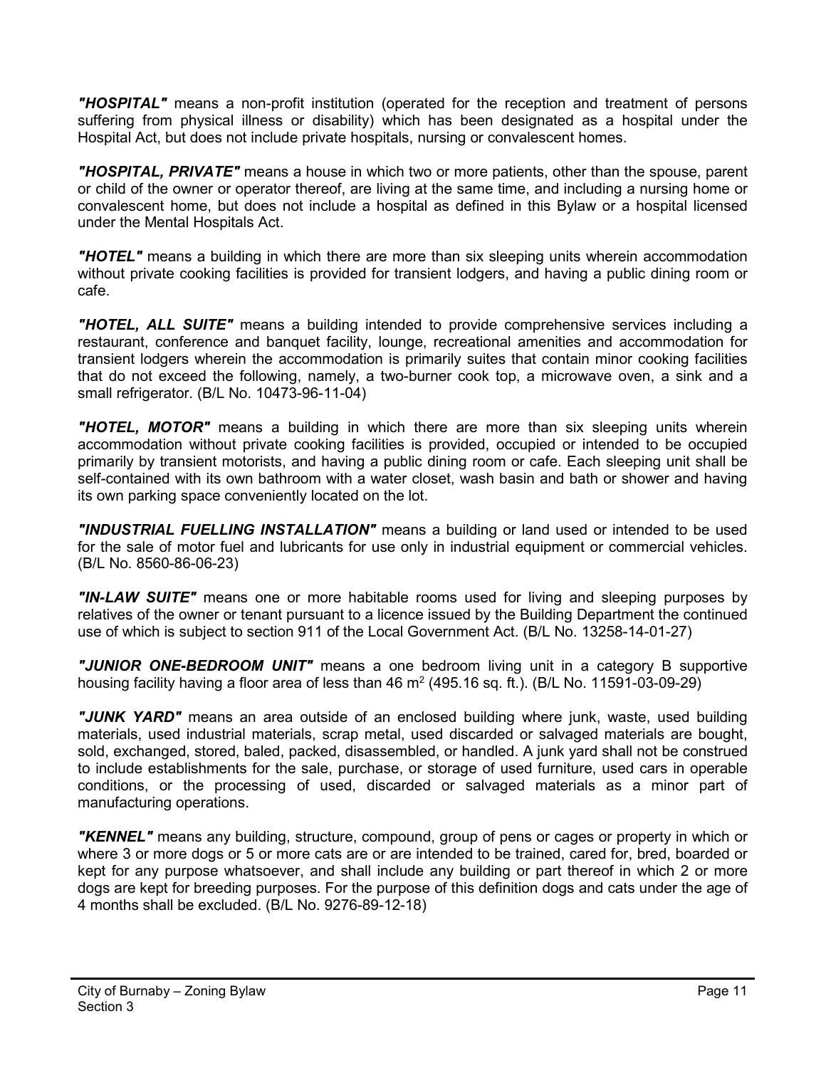***"HOSPITAL"*** means a non-profit institution (operated for the reception and treatment of persons suffering from physical illness or disability) which has been designated as a hospital under the Hospital Act, but does not include private hospitals, nursing or convalescent homes.

***"HOSPITAL, PRIVATE"*** means a house in which two or more patients, other than the spouse, parent or child of the owner or operator thereof, are living at the same time, and including a nursing home or convalescent home, but does not include a hospital as defined in this Bylaw or a hospital licensed under the Mental Hospitals Act.

***"HOTEL"*** means a building in which there are more than six sleeping units wherein accommodation without private cooking facilities is provided for transient lodgers, and having a public dining room or cafe.

***"HOTEL, ALL SUITE"*** means a building intended to provide comprehensive services including a restaurant, conference and banquet facility, lounge, recreational amenities and accommodation for transient lodgers wherein the accommodation is primarily suites that contain minor cooking facilities that do not exceed the following, namely, a two-burner cook top, a microwave oven, a sink and a small refrigerator. (B/L No. 10473-96-11-04)

***"HOTEL, MOTOR"*** means a building in which there are more than six sleeping units wherein accommodation without private cooking facilities is provided, occupied or intended to be occupied primarily by transient motorists, and having a public dining room or cafe. Each sleeping unit shall be self-contained with its own bathroom with a water closet, wash basin and bath or shower and having its own parking space conveniently located on the lot.

***"INDUSTRIAL FUELLING INSTALLATION"*** means a building or land used or intended to be used for the sale of motor fuel and lubricants for use only in industrial equipment or commercial vehicles. (B/L No. 8560-86-06-23)

***"IN-LAW SUITE"*** means one or more habitable rooms used for living and sleeping purposes by relatives of the owner or tenant pursuant to a licence issued by the Building Department the continued use of which is subject to section 911 of the Local Government Act. (B/L No. 13258-14-01-27)

***"JUNIOR ONE-BEDROOM UNIT"*** means a one bedroom living unit in a category B supportive housing facility having a floor area of less than 46 $m^2$ (495.16 sq. ft.). (B/L No. 11591-03-09-29)

***"JUNK YARD"*** means an area outside of an enclosed building where junk, waste, used building materials, used industrial materials, scrap metal, used discarded or salvaged materials are bought, sold, exchanged, stored, baled, packed, disassembled, or handled. A junk yard shall not be construed to include establishments for the sale, purchase, or storage of used furniture, used cars in operable conditions, or the processing of used, discarded or salvaged materials as a minor part of manufacturing operations.

***"KENNEL"*** means any building, structure, compound, group of pens or cages or property in which or where 3 or more dogs or 5 or more cats are or are intended to be trained, cared for, bred, boarded or kept for any purpose whatsoever, and shall include any building or part thereof in which 2 or more dogs are kept for breeding purposes. For the purpose of this definition dogs and cats under the age of 4 months shall be excluded. (B/L No. 9276-89-12-18)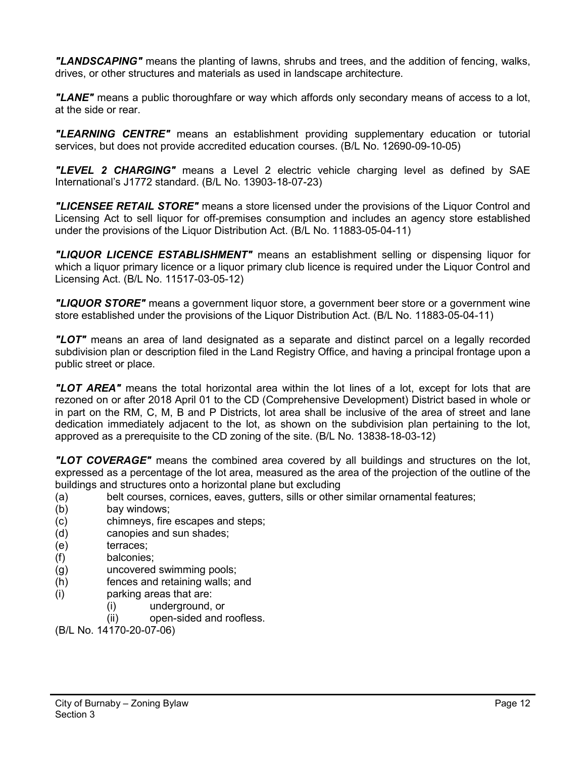***"LANDSCAPING"*** means the planting of lawns, shrubs and trees, and the addition of fencing, walks, drives, or other structures and materials as used in landscape architecture.

***"LANE"*** means a public thoroughfare or way which affords only secondary means of access to a lot, at the side or rear.

***"LEARNING CENTRE"*** means an establishment providing supplementary education or tutorial services, but does not provide accredited education courses. (B/L No. 12690-09-10-05)

***"LEVEL 2 CHARGING"*** means a Level 2 electric vehicle charging level as defined by SAE International's J1772 standard. (B/L No. 13903-18-07-23)

***"LICENSEE RETAIL STORE"*** means a store licensed under the provisions of the Liquor Control and Licensing Act to sell liquor for off-premises consumption and includes an agency store established under the provisions of the Liquor Distribution Act. (B/L No. 11883-05-04-11)

***"LIQUOR LICENCE ESTABLISHMENT"*** means an establishment selling or dispensing liquor for which a liquor primary licence or a liquor primary club licence is required under the Liquor Control and Licensing Act. (B/L No. 11517-03-05-12)

***"LIQUOR STORE"*** means a government liquor store, a government beer store or a government wine store established under the provisions of the Liquor Distribution Act. (B/L No. 11883-05-04-11)

***"LOT"*** means an area of land designated as a separate and distinct parcel on a legally recorded subdivision plan or description filed in the Land Registry Office, and having a principal frontage upon a public street or place.

***"LOT AREA"*** means the total horizontal area within the lot lines of a lot, except for lots that are rezoned on or after 2018 April 01 to the CD (Comprehensive Development) District based in whole or in part on the RM, C, M, B and P Districts, lot area shall be inclusive of the area of street and lane dedication immediately adjacent to the lot, as shown on the subdivision plan pertaining to the lot, approved as a prerequisite to the CD zoning of the site. (B/L No. 13838-18-03-12)

***"LOT COVERAGE"*** means the combined area covered by all buildings and structures on the lot, expressed as a percentage of the lot area, measured as the area of the projection of the outline of the buildings and structures onto a horizontal plane but excluding

(a) belt courses, cornices, eaves, gutters, sills or other similar ornamental features;
(b) bay windows;
(c) chimneys, fire escapes and steps;
(d) canopies and sun shades;
(e) terraces;
(f) balconies;
(g) uncovered swimming pools;
(h) fences and retaining walls; and
(i) parking areas that are:
    (i) underground, or
    (ii) open-sided and roofless.

(B/L No. 14170-20-07-06)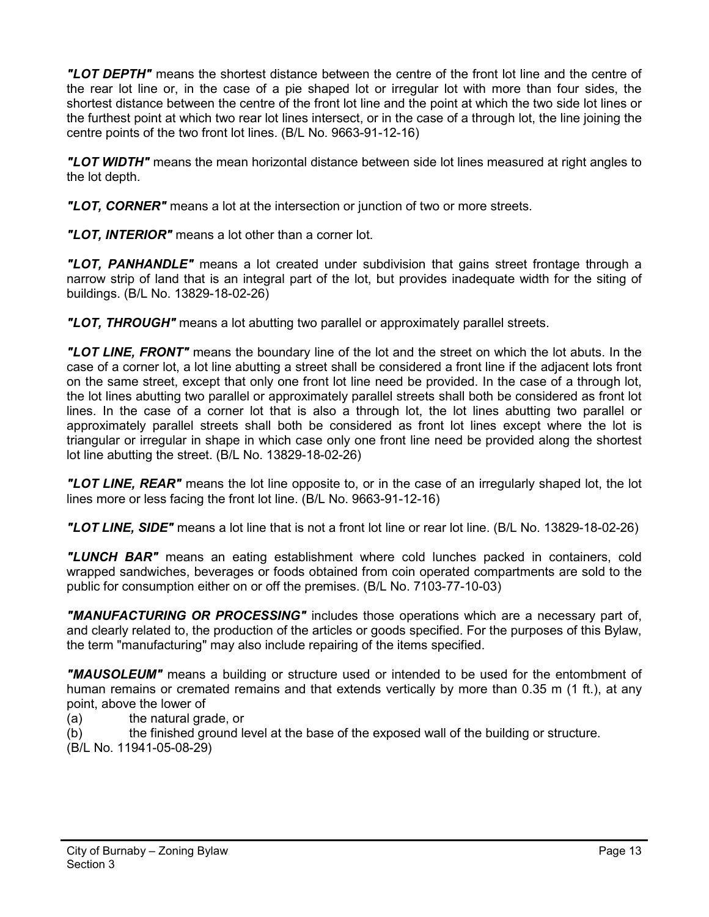***"LOT DEPTH"*** means the shortest distance between the centre of the front lot line and the centre of the rear lot line or, in the case of a pie shaped lot or irregular lot with more than four sides, the shortest distance between the centre of the front lot line and the point at which the two side lot lines or the furthest point at which two rear lot lines intersect, or in the case of a through lot, the line joining the centre points of the two front lot lines. (B/L No. 9663-91-12-16)

***"LOT WIDTH"*** means the mean horizontal distance between side lot lines measured at right angles to the lot depth.

***"LOT, CORNER"*** means a lot at the intersection or junction of two or more streets.

***"LOT, INTERIOR"*** means a lot other than a corner lot.

***"LOT, PANHANDLE"*** means a lot created under subdivision that gains street frontage through a narrow strip of land that is an integral part of the lot, but provides inadequate width for the siting of buildings. (B/L No. 13829-18-02-26)

***"LOT, THROUGH"*** means a lot abutting two parallel or approximately parallel streets.

***"LOT LINE, FRONT"*** means the boundary line of the lot and the street on which the lot abuts. In the case of a corner lot, a lot line abutting a street shall be considered a front line if the adjacent lots front on the same street, except that only one front lot line need be provided. In the case of a through lot, the lot lines abutting two parallel or approximately parallel streets shall both be considered as front lot lines. In the case of a corner lot that is also a through lot, the lot lines abutting two parallel or approximately parallel streets shall both be considered as front lot lines except where the lot is triangular or irregular in shape in which case only one front line need be provided along the shortest lot line abutting the street. (B/L No. 13829-18-02-26)

***"LOT LINE, REAR"*** means the lot line opposite to, or in the case of an irregularly shaped lot, the lot lines more or less facing the front lot line. (B/L No. 9663-91-12-16)

***"LOT LINE, SIDE"*** means a lot line that is not a front lot line or rear lot line. (B/L No. 13829-18-02-26)

***"LUNCH BAR"*** means an eating establishment where cold lunches packed in containers, cold wrapped sandwiches, beverages or foods obtained from coin operated compartments are sold to the public for consumption either on or off the premises. (B/L No. 7103-77-10-03)

***"MANUFACTURING OR PROCESSING"*** includes those operations which are a necessary part of, and clearly related to, the production of the articles or goods specified. For the purposes of this Bylaw, the term "manufacturing" may also include repairing of the items specified.

***"MAUSOLEUM"*** means a building or structure used or intended to be used for the entombment of human remains or cremated remains and that extends vertically by more than 0.35 m (1 ft.), at any point, above the lower of

(a) the natural grade, or

(b) the finished ground level at the base of the exposed wall of the building or structure.

(B/L No. 11941-05-08-29)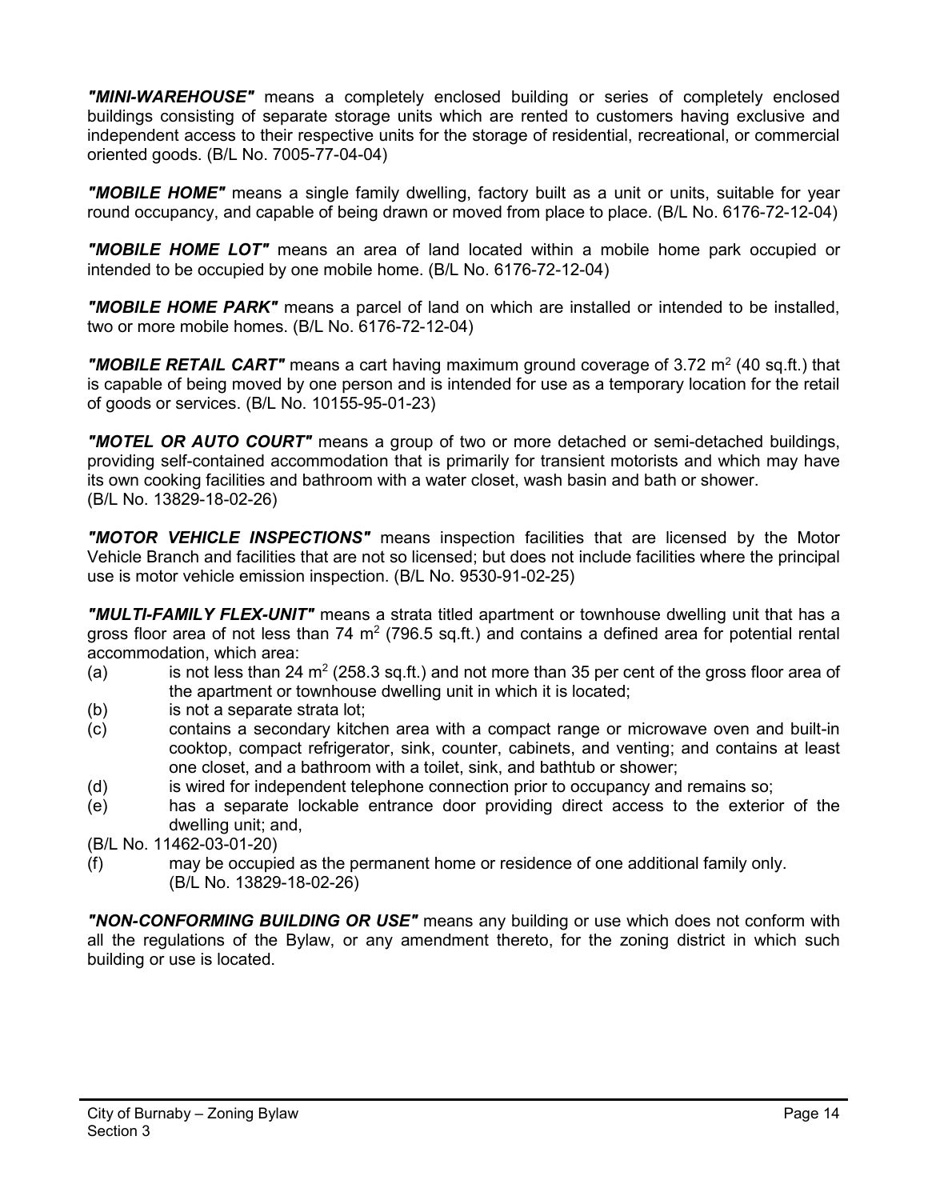***"MINI-WAREHOUSE"*** means a completely enclosed building or series of completely enclosed buildings consisting of separate storage units which are rented to customers having exclusive and independent access to their respective units for the storage of residential, recreational, or commercial oriented goods. (B/L No. 7005-77-04-04)

***"MOBILE HOME"*** means a single family dwelling, factory built as a unit or units, suitable for year round occupancy, and capable of being drawn or moved from place to place. (B/L No. 6176-72-12-04)

***"MOBILE HOME LOT"*** means an area of land located within a mobile home park occupied or intended to be occupied by one mobile home. (B/L No. 6176-72-12-04)

***"MOBILE HOME PARK"*** means a parcel of land on which are installed or intended to be installed, two or more mobile homes. (B/L No. 6176-72-12-04)

***"MOBILE RETAIL CART"*** means a cart having maximum ground coverage of 3.72 $m^2$ (40 sq.ft.) that is capable of being moved by one person and is intended for use as a temporary location for the retail of goods or services. (B/L No. 10155-95-01-23)

***"MOTEL OR AUTO COURT"*** means a group of two or more detached or semi-detached buildings, providing self-contained accommodation that is primarily for transient motorists and which may have its own cooking facilities and bathroom with a water closet, wash basin and bath or shower. (B/L No. 13829-18-02-26)

***"MOTOR VEHICLE INSPECTIONS"*** means inspection facilities that are licensed by the Motor Vehicle Branch and facilities that are not so licensed; but does not include facilities where the principal use is motor vehicle emission inspection. (B/L No. 9530-91-02-25)

***"MULTI-FAMILY FLEX-UNIT"*** means a strata titled apartment or townhouse dwelling unit that has a gross floor area of not less than 74 $m^2$ (796.5 sq.ft.) and contains a defined area for potential rental accommodation, which area:

(a) is not less than 24 $m^2$ (258.3 sq.ft.) and not more than 35 per cent of the gross floor area of the apartment or townhouse dwelling unit in which it is located;

(b) is not a separate strata lot;

(c) contains a secondary kitchen area with a compact range or microwave oven and built-in cooktop, compact refrigerator, sink, counter, cabinets, and venting; and contains at least one closet, and a bathroom with a toilet, sink, and bathtub or shower;

(d) is wired for independent telephone connection prior to occupancy and remains so;

(e) has a separate lockable entrance door providing direct access to the exterior of the dwelling unit; and,

(B/L No. 11462-03-01-20)

(f) may be occupied as the permanent home or residence of one additional family only. (B/L No. 13829-18-02-26)

***"NON-CONFORMING BUILDING OR USE"*** means any building or use which does not conform with all the regulations of the Bylaw, or any amendment thereto, for the zoning district in which such building or use is located.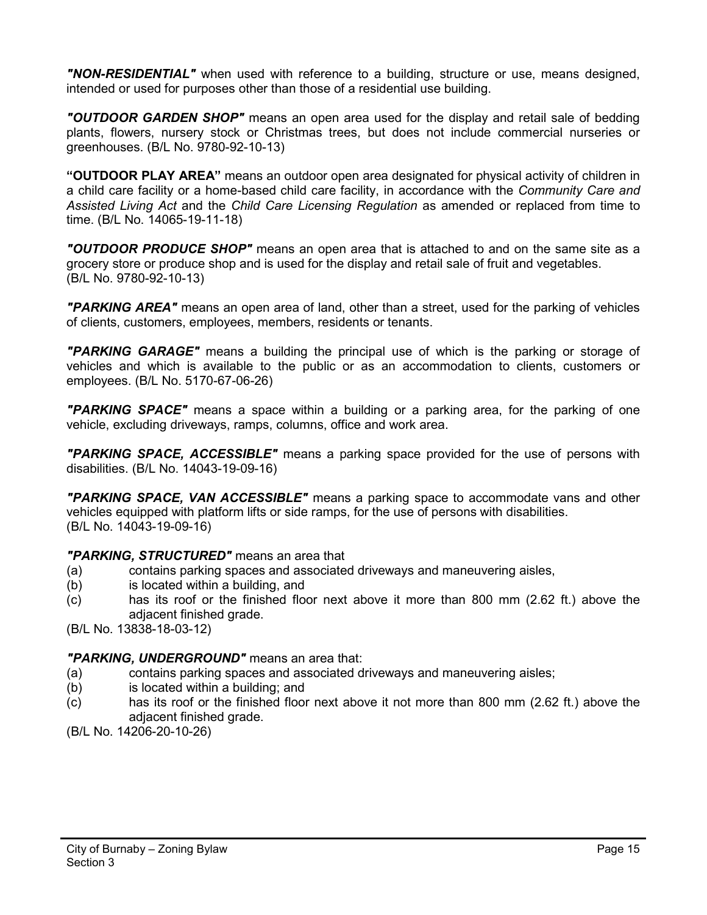***"NON-RESIDENTIAL"*** when used with reference to a building, structure or use, means designed, intended or used for purposes other than those of a residential use building.

***"OUTDOOR GARDEN SHOP"*** means an open area used for the display and retail sale of bedding plants, flowers, nursery stock or Christmas trees, but does not include commercial nurseries or greenhouses. (B/L No. 9780-92-10-13)

**"OUTDOOR PLAY AREA"** means an outdoor open area designated for physical activity of children in a child care facility or a home-based child care facility, in accordance with the *Community Care and Assisted Living Act* and the *Child Care Licensing Regulation* as amended or replaced from time to time. (B/L No. 14065-19-11-18)

***"OUTDOOR PRODUCE SHOP"*** means an open area that is attached to and on the same site as a grocery store or produce shop and is used for the display and retail sale of fruit and vegetables. (B/L No. 9780-92-10-13)

***"PARKING AREA"*** means an open area of land, other than a street, used for the parking of vehicles of clients, customers, employees, members, residents or tenants.

***"PARKING GARAGE"*** means a building the principal use of which is the parking or storage of vehicles and which is available to the public or as an accommodation to clients, customers or employees. (B/L No. 5170-67-06-26)

***"PARKING SPACE"*** means a space within a building or a parking area, for the parking of one vehicle, excluding driveways, ramps, columns, office and work area.

***"PARKING SPACE, ACCESSIBLE"*** means a parking space provided for the use of persons with disabilities. (B/L No. 14043-19-09-16)

***"PARKING SPACE, VAN ACCESSIBLE"*** means a parking space to accommodate vans and other vehicles equipped with platform lifts or side ramps, for the use of persons with disabilities. (B/L No. 14043-19-09-16)

***"PARKING, STRUCTURED"*** means an area that

(a) contains parking spaces and associated driveways and maneuvering aisles,
(b) is located within a building, and
(c) has its roof or the finished floor next above it more than 800 mm (2.62 ft.) above the adjacent finished grade.

(B/L No. 13838-18-03-12)

***"PARKING, UNDERGROUND"*** means an area that:

(a) contains parking spaces and associated driveways and maneuvering aisles;
(b) is located within a building; and
(c) has its roof or the finished floor next above it not more than 800 mm (2.62 ft.) above the adjacent finished grade.

(B/L No. 14206-20-10-26)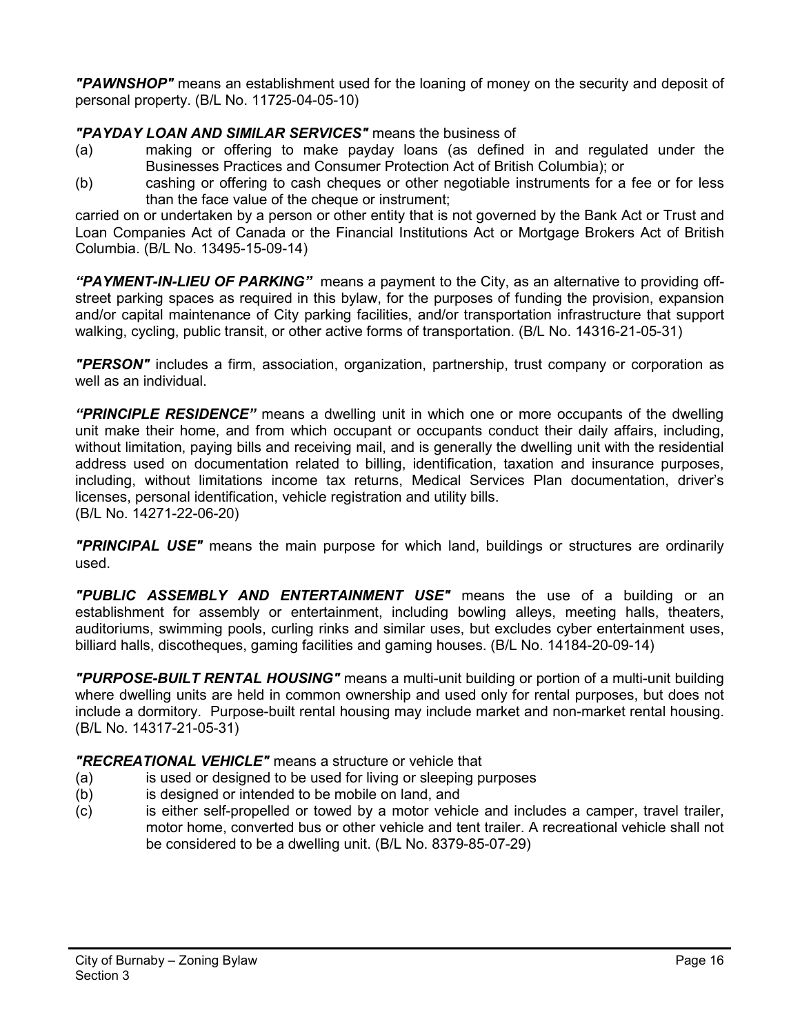***"PAWNSHOP"*** means an establishment used for the loaning of money on the security and deposit of personal property. (B/L No. 11725-04-05-10)

***"PAYDAY LOAN AND SIMILAR SERVICES"*** means the business of

(a) making or offering to make payday loans (as defined in and regulated under the Businesses Practices and Consumer Protection Act of British Columbia); or

(b) cashing or offering to cash cheques or other negotiable instruments for a fee or for less than the face value of the cheque or instrument;

carried on or undertaken by a person or other entity that is not governed by the Bank Act or Trust and Loan Companies Act of Canada or the Financial Institutions Act or Mortgage Brokers Act of British Columbia. (B/L No. 13495-15-09-14)

***"PAYMENT-IN-LIEU OF PARKING"*** means a payment to the City, as an alternative to providing off-street parking spaces as required in this bylaw, for the purposes of funding the provision, expansion and/or capital maintenance of City parking facilities, and/or transportation infrastructure that support walking, cycling, public transit, or other active forms of transportation. (B/L No. 14316-21-05-31)

***"PERSON"*** includes a firm, association, organization, partnership, trust company or corporation as well as an individual.

***"PRINCIPLE RESIDENCE"*** means a dwelling unit in which one or more occupants of the dwelling unit make their home, and from which occupant or occupants conduct their daily affairs, including, without limitation, paying bills and receiving mail, and is generally the dwelling unit with the residential address used on documentation related to billing, identification, taxation and insurance purposes, including, without limitations income tax returns, Medical Services Plan documentation, driver's licenses, personal identification, vehicle registration and utility bills.
(B/L No. 14271-22-06-20)

***"PRINCIPAL USE"*** means the main purpose for which land, buildings or structures are ordinarily used.

***"PUBLIC ASSEMBLY AND ENTERTAINMENT USE"*** means the use of a building or an establishment for assembly or entertainment, including bowling alleys, meeting halls, theaters, auditoriums, swimming pools, curling rinks and similar uses, but excludes cyber entertainment uses, billiard halls, discotheques, gaming facilities and gaming houses. (B/L No. 14184-20-09-14)

***"PURPOSE-BUILT RENTAL HOUSING"*** means a multi-unit building or portion of a multi-unit building where dwelling units are held in common ownership and used only for rental purposes, but does not include a dormitory. Purpose-built rental housing may include market and non-market rental housing. (B/L No. 14317-21-05-31)

***"RECREATIONAL VEHICLE"*** means a structure or vehicle that

(a) is used or designed to be used for living or sleeping purposes

(b) is designed or intended to be mobile on land, and

(c) is either self-propelled or towed by a motor vehicle and includes a camper, travel trailer, motor home, converted bus or other vehicle and tent trailer. A recreational vehicle shall not be considered to be a dwelling unit. (B/L No. 8379-85-07-29)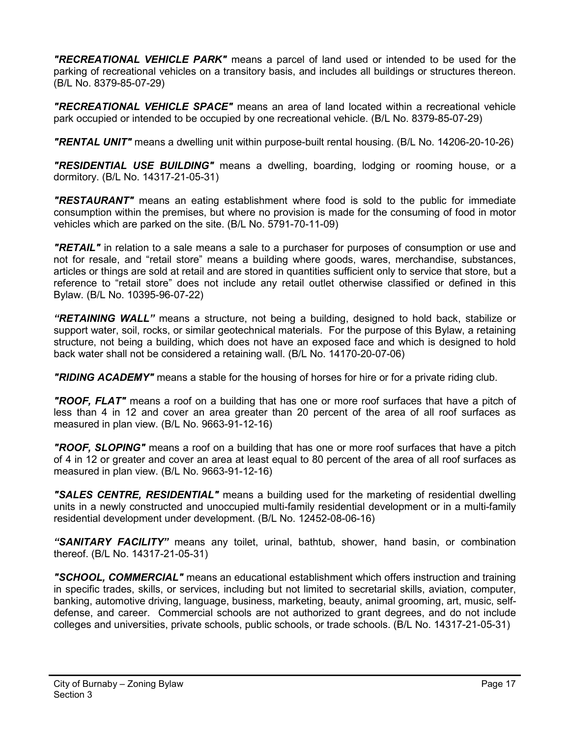***"RECREATIONAL VEHICLE PARK"*** means a parcel of land used or intended to be used for the parking of recreational vehicles on a transitory basis, and includes all buildings or structures thereon. (B/L No. 8379-85-07-29)

***"RECREATIONAL VEHICLE SPACE"*** means an area of land located within a recreational vehicle park occupied or intended to be occupied by one recreational vehicle. (B/L No. 8379-85-07-29)

***"RENTAL UNIT"*** means a dwelling unit within purpose-built rental housing. (B/L No. 14206-20-10-26)

***"RESIDENTIAL USE BUILDING"*** means a dwelling, boarding, lodging or rooming house, or a dormitory. (B/L No. 14317-21-05-31)

***"RESTAURANT"*** means an eating establishment where food is sold to the public for immediate consumption within the premises, but where no provision is made for the consuming of food in motor vehicles which are parked on the site. (B/L No. 5791-70-11-09)

***"RETAIL"*** in relation to a sale means a sale to a purchaser for purposes of consumption or use and not for resale, and "retail store" means a building where goods, wares, merchandise, substances, articles or things are sold at retail and are stored in quantities sufficient only to service that store, but a reference to "retail store" does not include any retail outlet otherwise classified or defined in this Bylaw. (B/L No. 10395-96-07-22)

***"RETAINING WALL"*** means a structure, not being a building, designed to hold back, stabilize or support water, soil, rocks, or similar geotechnical materials. For the purpose of this Bylaw, a retaining structure, not being a building, which does not have an exposed face and which is designed to hold back water shall not be considered a retaining wall. (B/L No. 14170-20-07-06)

***"RIDING ACADEMY"*** means a stable for the housing of horses for hire or for a private riding club.

***"ROOF, FLAT"*** means a roof on a building that has one or more roof surfaces that have a pitch of less than 4 in 12 and cover an area greater than 20 percent of the area of all roof surfaces as measured in plan view. (B/L No. 9663-91-12-16)

***"ROOF, SLOPING"*** means a roof on a building that has one or more roof surfaces that have a pitch of 4 in 12 or greater and cover an area at least equal to 80 percent of the area of all roof surfaces as measured in plan view. (B/L No. 9663-91-12-16)

***"SALES CENTRE, RESIDENTIAL"*** means a building used for the marketing of residential dwelling units in a newly constructed and unoccupied multi-family residential development or in a multi-family residential development under development. (B/L No. 12452-08-06-16)

***"SANITARY FACILITY"*** means any toilet, urinal, bathtub, shower, hand basin, or combination thereof. (B/L No. 14317-21-05-31)

***"SCHOOL, COMMERCIAL"*** means an educational establishment which offers instruction and training in specific trades, skills, or services, including but not limited to secretarial skills, aviation, computer, banking, automotive driving, language, business, marketing, beauty, animal grooming, art, music, self-defense, and career. Commercial schools are not authorized to grant degrees, and do not include colleges and universities, private schools, public schools, or trade schools. (B/L No. 14317-21-05-31)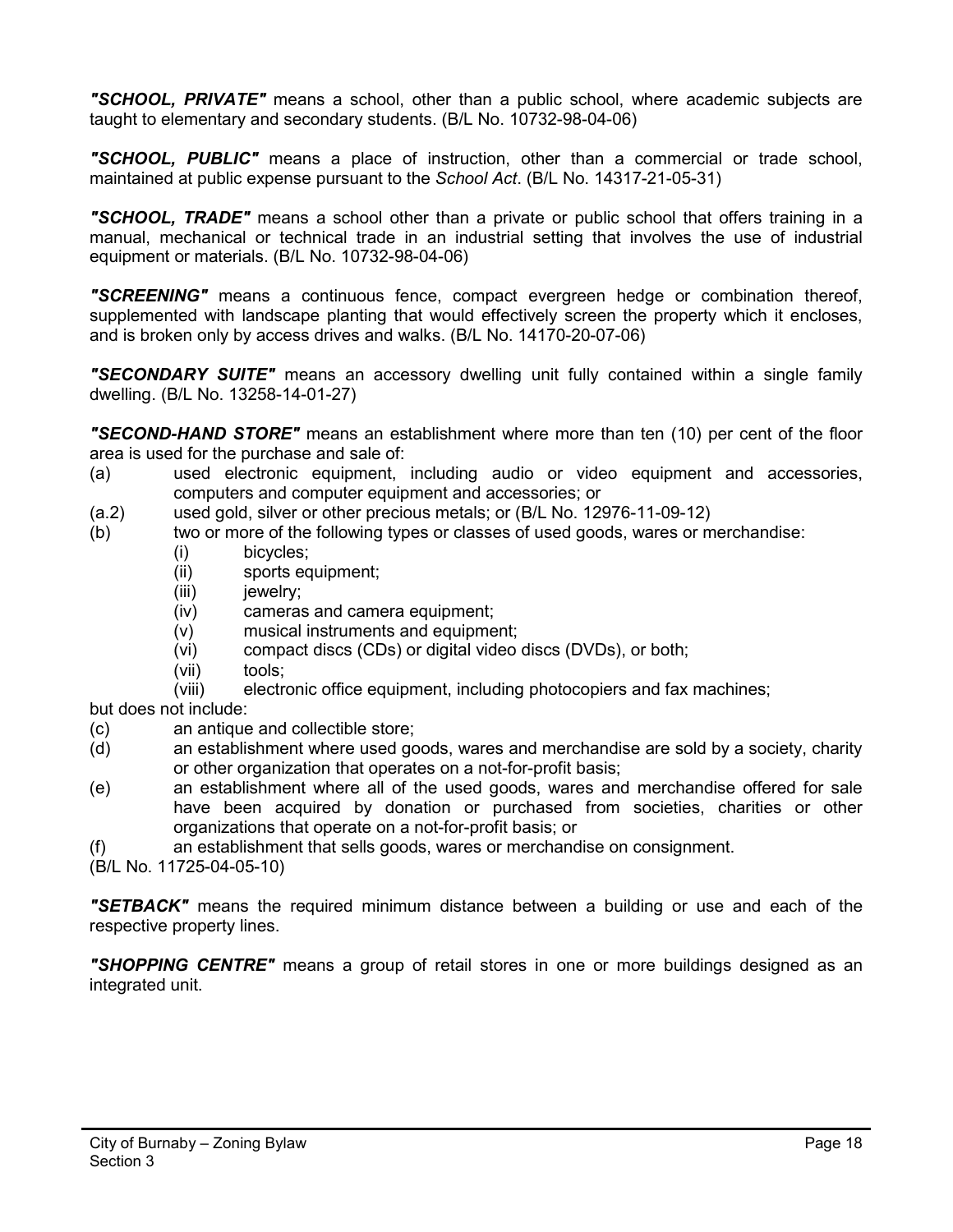***"SCHOOL, PRIVATE"*** means a school, other than a public school, where academic subjects are taught to elementary and secondary students. (B/L No. 10732-98-04-06)

***"SCHOOL, PUBLIC"*** means a place of instruction, other than a commercial or trade school, maintained at public expense pursuant to the *School Act*. (B/L No. 14317-21-05-31)

***"SCHOOL, TRADE"*** means a school other than a private or public school that offers training in a manual, mechanical or technical trade in an industrial setting that involves the use of industrial equipment or materials. (B/L No. 10732-98-04-06)

***"SCREENING"*** means a continuous fence, compact evergreen hedge or combination thereof, supplemented with landscape planting that would effectively screen the property which it encloses, and is broken only by access drives and walks. (B/L No. 14170-20-07-06)

***"SECONDARY SUITE"*** means an accessory dwelling unit fully contained within a single family dwelling. (B/L No. 13258-14-01-27)

***"SECOND-HAND STORE"*** means an establishment where more than ten (10) per cent of the floor area is used for the purchase and sale of:

(a) used electronic equipment, including audio or video equipment and accessories, computers and computer equipment and accessories; or

(a.2) used gold, silver or other precious metals; or (B/L No. 12976-11-09-12)

(b) two or more of the following types or classes of used goods, wares or merchandise:

- (i) bicycles;
- (ii) sports equipment;
- (iii) jewelry;
- (iv) cameras and camera equipment;
- (v) musical instruments and equipment;
- (vi) compact discs (CDs) or digital video discs (DVDs), or both;
- (vii) tools;
- (viii) electronic office equipment, including photocopiers and fax machines;

but does not include:

(c) an antique and collectible store;

(d) an establishment where used goods, wares and merchandise are sold by a society, charity or other organization that operates on a not-for-profit basis;

(e) an establishment where all of the used goods, wares and merchandise offered for sale have been acquired by donation or purchased from societies, charities or other organizations that operate on a not-for-profit basis; or

(f) an establishment that sells goods, wares or merchandise on consignment.

(B/L No. 11725-04-05-10)

***"SETBACK"*** means the required minimum distance between a building or use and each of the respective property lines.

***"SHOPPING CENTRE"*** means a group of retail stores in one or more buildings designed as an integrated unit.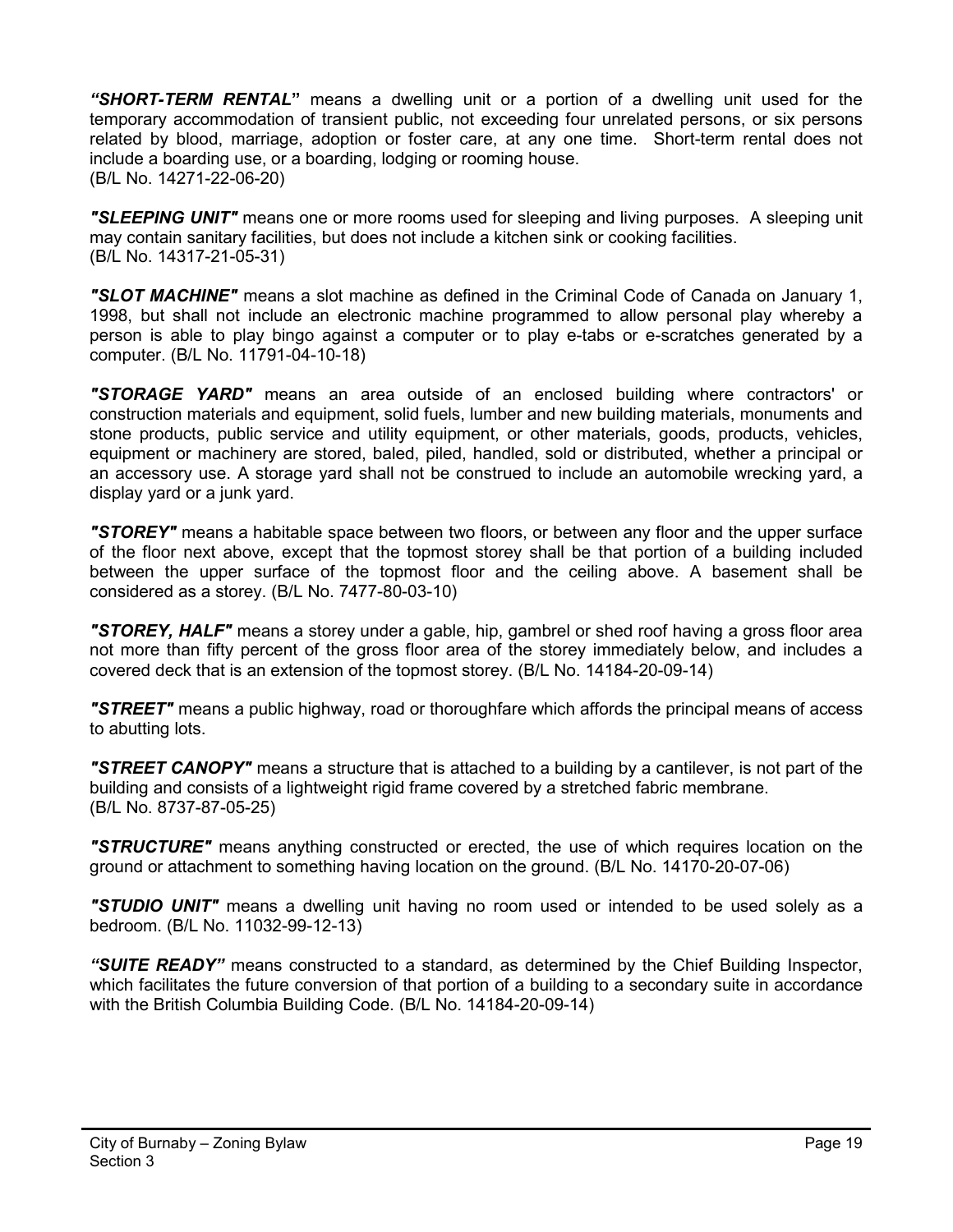***"SHORT-TERM RENTAL"*** means a dwelling unit or a portion of a dwelling unit used for the temporary accommodation of transient public, not exceeding four unrelated persons, or six persons related by blood, marriage, adoption or foster care, at any one time. Short-term rental does not include a boarding use, or a boarding, lodging or rooming house.
(B/L No. 14271-22-06-20)

***"SLEEPING UNIT"*** means one or more rooms used for sleeping and living purposes. A sleeping unit may contain sanitary facilities, but does not include a kitchen sink or cooking facilities.
(B/L No. 14317-21-05-31)

***"SLOT MACHINE"*** means a slot machine as defined in the Criminal Code of Canada on January 1, 1998, but shall not include an electronic machine programmed to allow personal play whereby a person is able to play bingo against a computer or to play e-tabs or e-scratches generated by a computer. (B/L No. 11791-04-10-18)

***"STORAGE YARD"*** means an area outside of an enclosed building where contractors' or construction materials and equipment, solid fuels, lumber and new building materials, monuments and stone products, public service and utility equipment, or other materials, goods, products, vehicles, equipment or machinery are stored, baled, piled, handled, sold or distributed, whether a principal or an accessory use. A storage yard shall not be construed to include an automobile wrecking yard, a display yard or a junk yard.

***"STOREY"*** means a habitable space between two floors, or between any floor and the upper surface of the floor next above, except that the topmost storey shall be that portion of a building included between the upper surface of the topmost floor and the ceiling above. A basement shall be considered as a storey. (B/L No. 7477-80-03-10)

***"STOREY, HALF"*** means a storey under a gable, hip, gambrel or shed roof having a gross floor area not more than fifty percent of the gross floor area of the storey immediately below, and includes a covered deck that is an extension of the topmost storey. (B/L No. 14184-20-09-14)

***"STREET"*** means a public highway, road or thoroughfare which affords the principal means of access to abutting lots.

***"STREET CANOPY"*** means a structure that is attached to a building by a cantilever, is not part of the building and consists of a lightweight rigid frame covered by a stretched fabric membrane.
(B/L No. 8737-87-05-25)

***"STRUCTURE"*** means anything constructed or erected, the use of which requires location on the ground or attachment to something having location on the ground. (B/L No. 14170-20-07-06)

***"STUDIO UNIT"*** means a dwelling unit having no room used or intended to be used solely as a bedroom. (B/L No. 11032-99-12-13)

***"SUITE READY"*** means constructed to a standard, as determined by the Chief Building Inspector, which facilitates the future conversion of that portion of a building to a secondary suite in accordance with the British Columbia Building Code. (B/L No. 14184-20-09-14)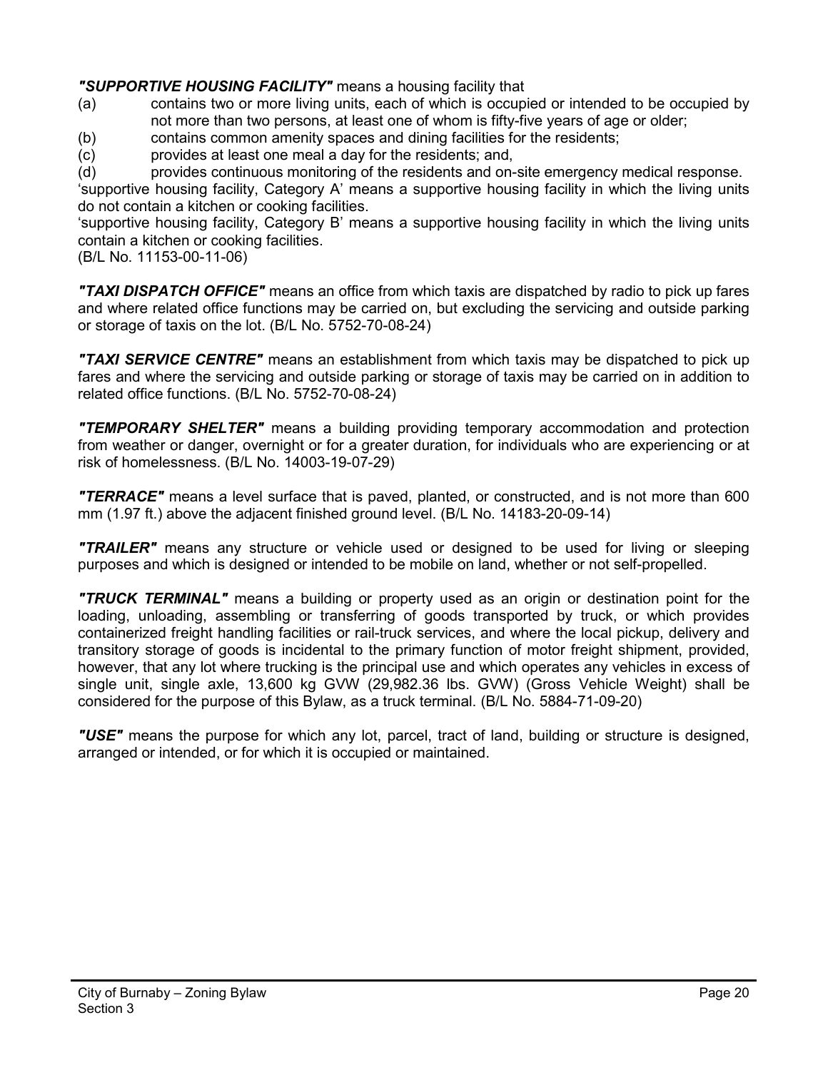***"SUPPORTIVE HOUSING FACILITY"*** means a housing facility that

(a) contains two or more living units, each of which is occupied or intended to be occupied by not more than two persons, at least one of whom is fifty-five years of age or older;

(b) contains common amenity spaces and dining facilities for the residents;

(c) provides at least one meal a day for the residents; and,

(d) provides continuous monitoring of the residents and on-site emergency medical response.

'supportive housing facility, Category A' means a supportive housing facility in which the living units do not contain a kitchen or cooking facilities.

'supportive housing facility, Category B' means a supportive housing facility in which the living units contain a kitchen or cooking facilities.

(B/L No. 11153-00-11-06)

***"TAXI DISPATCH OFFICE"*** means an office from which taxis are dispatched by radio to pick up fares and where related office functions may be carried on, but excluding the servicing and outside parking or storage of taxis on the lot. (B/L No. 5752-70-08-24)

***"TAXI SERVICE CENTRE"*** means an establishment from which taxis may be dispatched to pick up fares and where the servicing and outside parking or storage of taxis may be carried on in addition to related office functions. (B/L No. 5752-70-08-24)

***"TEMPORARY SHELTER"*** means a building providing temporary accommodation and protection from weather or danger, overnight or for a greater duration, for individuals who are experiencing or at risk of homelessness. (B/L No. 14003-19-07-29)

***"TERRACE"*** means a level surface that is paved, planted, or constructed, and is not more than 600 mm (1.97 ft.) above the adjacent finished ground level. (B/L No. 14183-20-09-14)

***"TRAILER"*** means any structure or vehicle used or designed to be used for living or sleeping purposes and which is designed or intended to be mobile on land, whether or not self-propelled.

***"TRUCK TERMINAL"*** means a building or property used as an origin or destination point for the loading, unloading, assembling or transferring of goods transported by truck, or which provides containerized freight handling facilities or rail-truck services, and where the local pickup, delivery and transitory storage of goods is incidental to the primary function of motor freight shipment, provided, however, that any lot where trucking is the principal use and which operates any vehicles in excess of single unit, single axle, 13,600 kg GVW (29,982.36 lbs. GVW) (Gross Vehicle Weight) shall be considered for the purpose of this Bylaw, as a truck terminal. (B/L No. 5884-71-09-20)

***"USE"*** means the purpose for which any lot, parcel, tract of land, building or structure is designed, arranged or intended, or for which it is occupied or maintained.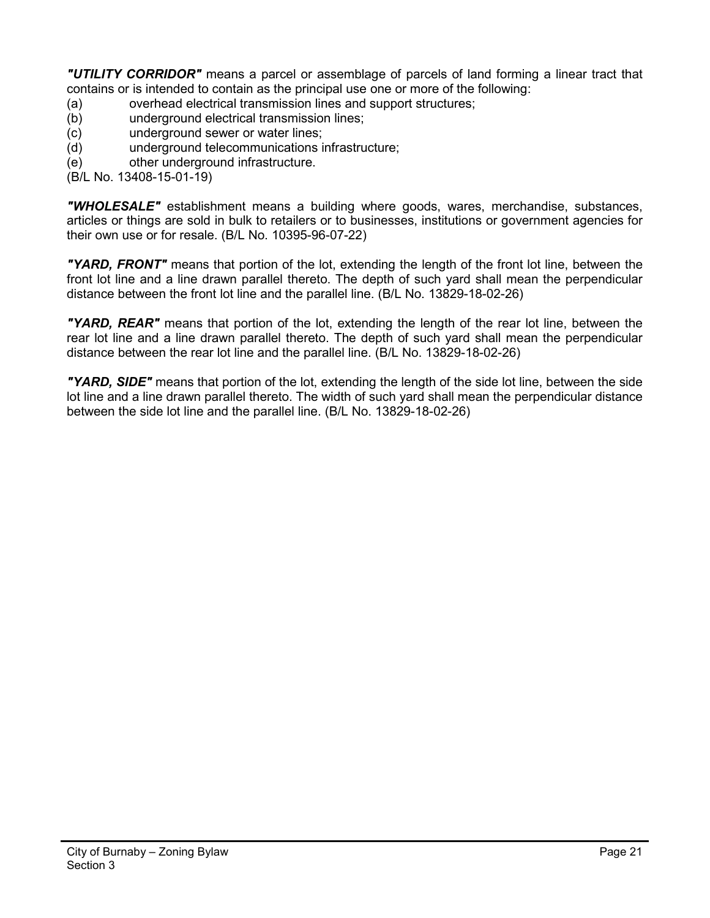***"UTILITY CORRIDOR"*** means a parcel or assemblage of parcels of land forming a linear tract that contains or is intended to contain as the principal use one or more of the following:

(a) overhead electrical transmission lines and support structures;
(b) underground electrical transmission lines;
(c) underground sewer or water lines;
(d) underground telecommunications infrastructure;
(e) other underground infrastructure.

(B/L No. 13408-15-01-19)

***"WHOLESALE"*** establishment means a building where goods, wares, merchandise, substances, articles or things are sold in bulk to retailers or to businesses, institutions or government agencies for their own use or for resale. (B/L No. 10395-96-07-22)

***"YARD, FRONT"*** means that portion of the lot, extending the length of the front lot line, between the front lot line and a line drawn parallel thereto. The depth of such yard shall mean the perpendicular distance between the front lot line and the parallel line. (B/L No. 13829-18-02-26)

***"YARD, REAR"*** means that portion of the lot, extending the length of the rear lot line, between the rear lot line and a line drawn parallel thereto. The depth of such yard shall mean the perpendicular distance between the rear lot line and the parallel line. (B/L No. 13829-18-02-26)

***"YARD, SIDE"*** means that portion of the lot, extending the length of the side lot line, between the side lot line and a line drawn parallel thereto. The width of such yard shall mean the perpendicular distance between the side lot line and the parallel line. (B/L No. 13829-18-02-26)